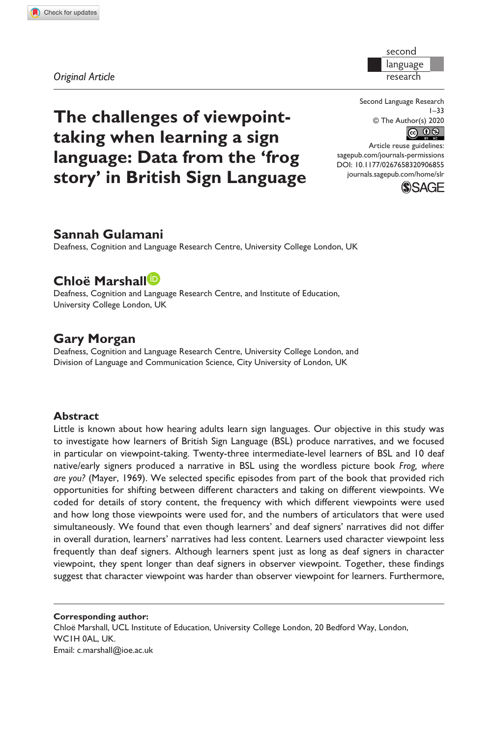*Original Article*

# The challenges of viewpoint-taking when learning a sign language: Data from the 'frog story' in British Sign Language

Second Language Research
1–33
© The Author(s) 2020
Article reuse guidelines:
sagepub.com/journals-permissions
DOI: 10.1177/0267658320906855
journals.sagepub.com/home/slr

**Sannah Gulamani**
Deafness, Cognition and Language Research Centre, University College London, UK

**Chloë Marshall**
Deafness, Cognition and Language Research Centre, and Institute of Education, University College London, UK

**Gary Morgan**
Deafness, Cognition and Language Research Centre, University College London, and Division of Language and Communication Science, City University of London, UK

## Abstract

Little is known about how hearing adults learn sign languages. Our objective in this study was to investigate how learners of British Sign Language (BSL) produce narratives, and we focused in particular on viewpoint-taking. Twenty-three intermediate-level learners of BSL and 10 deaf native/early signers produced a narrative in BSL using the wordless picture book *Frog, where are you?* (Mayer, 1969). We selected specific episodes from part of the book that provided rich opportunities for shifting between different characters and taking on different viewpoints. We coded for details of story content, the frequency with which different viewpoints were used and how long those viewpoints were used for, and the numbers of articulators that were used simultaneously. We found that even though learners' and deaf signers' narratives did not differ in overall duration, learners' narratives had less content. Learners used character viewpoint less frequently than deaf signers. Although learners spent just as long as deaf signers in character viewpoint, they spent longer than deaf signers in observer viewpoint. Together, these findings suggest that character viewpoint was harder than observer viewpoint for learners. Furthermore,

**Corresponding author:**
Chloë Marshall, UCL Institute of Education, University College London, 20 Bedford Way, London, WC1H 0AL, UK.
Email: c.marshall@ioe.ac.uk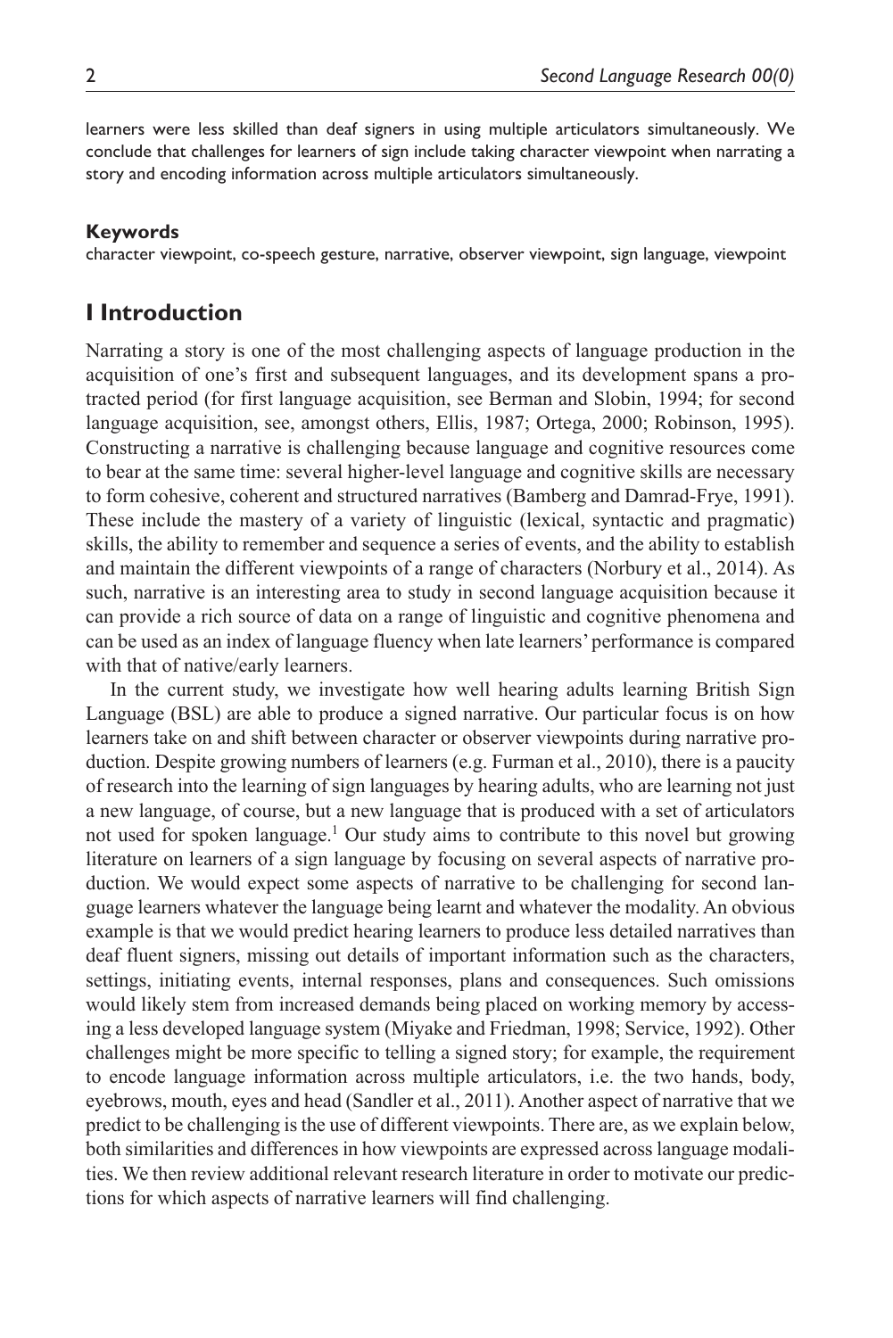learners were less skilled than deaf signers in using multiple articulators simultaneously. We conclude that challenges for learners of sign include taking character viewpoint when narrating a story and encoding information across multiple articulators simultaneously.

### Keywords

character viewpoint, co-speech gesture, narrative, observer viewpoint, sign language, viewpoint

## I Introduction

Narrating a story is one of the most challenging aspects of language production in the acquisition of one's first and subsequent languages, and its development spans a protracted period (for first language acquisition, see Berman and Slobin, 1994; for second language acquisition, see, amongst others, Ellis, 1987; Ortega, 2000; Robinson, 1995). Constructing a narrative is challenging because language and cognitive resources come to bear at the same time: several higher-level language and cognitive skills are necessary to form cohesive, coherent and structured narratives (Bamberg and Damrad-Frye, 1991). These include the mastery of a variety of linguistic (lexical, syntactic and pragmatic) skills, the ability to remember and sequence a series of events, and the ability to establish and maintain the different viewpoints of a range of characters (Norbury et al., 2014). As such, narrative is an interesting area to study in second language acquisition because it can provide a rich source of data on a range of linguistic and cognitive phenomena and can be used as an index of language fluency when late learners' performance is compared with that of native/early learners.

In the current study, we investigate how well hearing adults learning British Sign Language (BSL) are able to produce a signed narrative. Our particular focus is on how learners take on and shift between character or observer viewpoints during narrative production. Despite growing numbers of learners (e.g. Furman et al., 2010), there is a paucity of research into the learning of sign languages by hearing adults, who are learning not just a new language, of course, but a new language that is produced with a set of articulators not used for spoken language.[1] Our study aims to contribute to this novel but growing literature on learners of a sign language by focusing on several aspects of narrative production. We would expect some aspects of narrative to be challenging for second language learners whatever the language being learnt and whatever the modality. An obvious example is that we would predict hearing learners to produce less detailed narratives than deaf fluent signers, missing out details of important information such as the characters, settings, initiating events, internal responses, plans and consequences. Such omissions would likely stem from increased demands being placed on working memory by accessing a less developed language system (Miyake and Friedman, 1998; Service, 1992). Other challenges might be more specific to telling a signed story; for example, the requirement to encode language information across multiple articulators, i.e. the two hands, body, eyebrows, mouth, eyes and head (Sandler et al., 2011). Another aspect of narrative that we predict to be challenging is the use of different viewpoints. There are, as we explain below, both similarities and differences in how viewpoints are expressed across language modalities. We then review additional relevant research literature in order to motivate our predictions for which aspects of narrative learners will find challenging.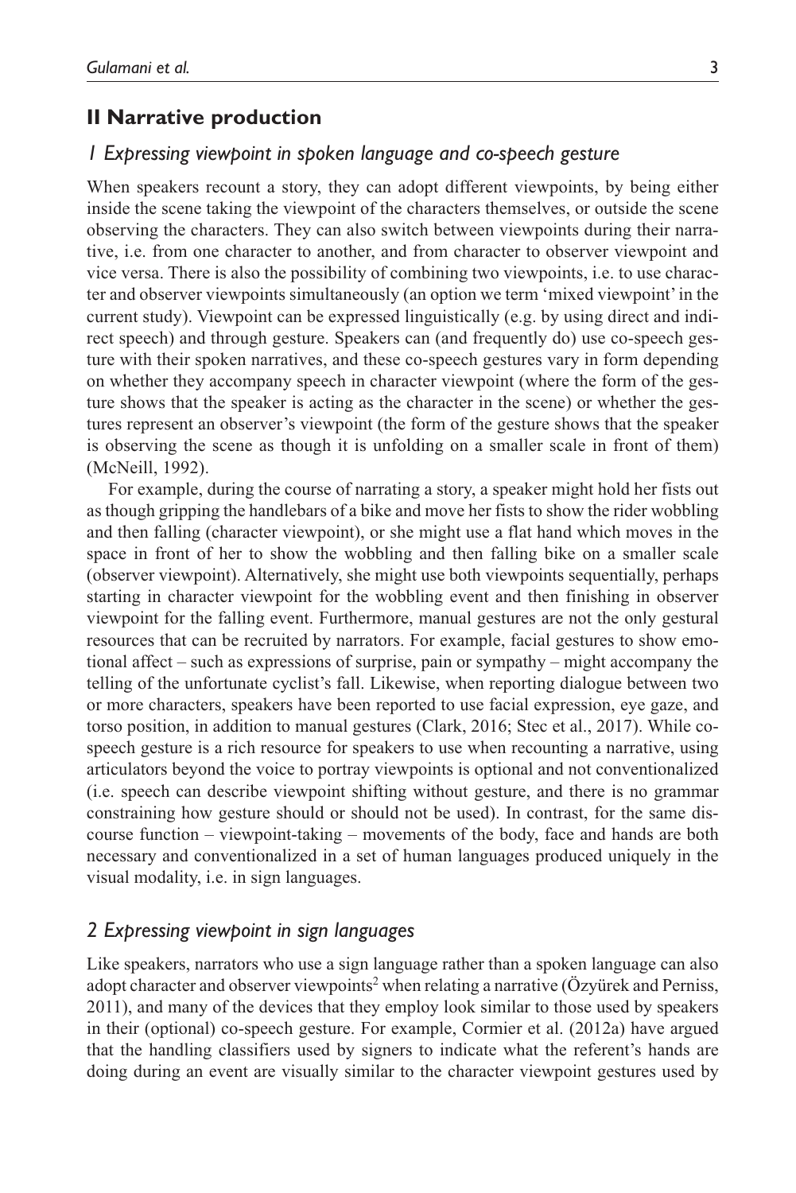## II Narrative production

### *1 Expressing viewpoint in spoken language and co-speech gesture*

When speakers recount a story, they can adopt different viewpoints, by being either inside the scene taking the viewpoint of the characters themselves, or outside the scene observing the characters. They can also switch between viewpoints during their narrative, i.e. from one character to another, and from character to observer viewpoint and vice versa. There is also the possibility of combining two viewpoints, i.e. to use character and observer viewpoints simultaneously (an option we term 'mixed viewpoint' in the current study). Viewpoint can be expressed linguistically (e.g. by using direct and indirect speech) and through gesture. Speakers can (and frequently do) use co-speech gesture with their spoken narratives, and these co-speech gestures vary in form depending on whether they accompany speech in character viewpoint (where the form of the gesture shows that the speaker is acting as the character in the scene) or whether the gestures represent an observer's viewpoint (the form of the gesture shows that the speaker is observing the scene as though it is unfolding on a smaller scale in front of them) (McNeill, 1992).

For example, during the course of narrating a story, a speaker might hold her fists out as though gripping the handlebars of a bike and move her fists to show the rider wobbling and then falling (character viewpoint), or she might use a flat hand which moves in the space in front of her to show the wobbling and then falling bike on a smaller scale (observer viewpoint). Alternatively, she might use both viewpoints sequentially, perhaps starting in character viewpoint for the wobbling event and then finishing in observer viewpoint for the falling event. Furthermore, manual gestures are not the only gestural resources that can be recruited by narrators. For example, facial gestures to show emotional affect – such as expressions of surprise, pain or sympathy – might accompany the telling of the unfortunate cyclist's fall. Likewise, when reporting dialogue between two or more characters, speakers have been reported to use facial expression, eye gaze, and torso position, in addition to manual gestures (Clark, 2016; Stec et al., 2017). While co-speech gesture is a rich resource for speakers to use when recounting a narrative, using articulators beyond the voice to portray viewpoints is optional and not conventionalized (i.e. speech can describe viewpoint shifting without gesture, and there is no grammar constraining how gesture should or should not be used). In contrast, for the same discourse function – viewpoint-taking – movements of the body, face and hands are both necessary and conventionalized in a set of human languages produced uniquely in the visual modality, i.e. in sign languages.

### *2 Expressing viewpoint in sign languages*

Like speakers, narrators who use a sign language rather than a spoken language can also adopt character and observer viewpoints[2] when relating a narrative (Özyürek and Perniss, 2011), and many of the devices that they employ look similar to those used by speakers in their (optional) co-speech gesture. For example, Cormier et al. (2012a) have argued that the handling classifiers used by signers to indicate what the referent's hands are doing during an event are visually similar to the character viewpoint gestures used by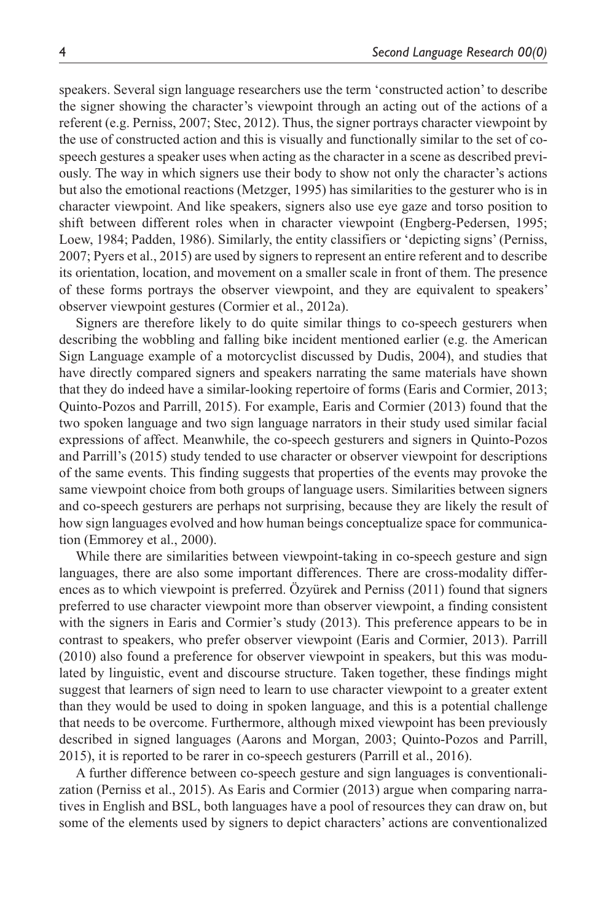speakers. Several sign language researchers use the term 'constructed action' to describe the signer showing the character's viewpoint through an acting out of the actions of a referent (e.g. Perniss, 2007; Stec, 2012). Thus, the signer portrays character viewpoint by the use of constructed action and this is visually and functionally similar to the set of co-speech gestures a speaker uses when acting as the character in a scene as described previously. The way in which signers use their body to show not only the character's actions but also the emotional reactions (Metzger, 1995) has similarities to the gesturer who is in character viewpoint. And like speakers, signers also use eye gaze and torso position to shift between different roles when in character viewpoint (Engberg-Pedersen, 1995; Loew, 1984; Padden, 1986). Similarly, the entity classifiers or 'depicting signs' (Perniss, 2007; Pyers et al., 2015) are used by signers to represent an entire referent and to describe its orientation, location, and movement on a smaller scale in front of them. The presence of these forms portrays the observer viewpoint, and they are equivalent to speakers' observer viewpoint gestures (Cormier et al., 2012a).

Signers are therefore likely to do quite similar things to co-speech gesturers when describing the wobbling and falling bike incident mentioned earlier (e.g. the American Sign Language example of a motorcyclist discussed by Dudis, 2004), and studies that have directly compared signers and speakers narrating the same materials have shown that they do indeed have a similar-looking repertoire of forms (Earis and Cormier, 2013; Quinto-Pozos and Parrill, 2015). For example, Earis and Cormier (2013) found that the two spoken language and two sign language narrators in their study used similar facial expressions of affect. Meanwhile, the co-speech gesturers and signers in Quinto-Pozos and Parrill's (2015) study tended to use character or observer viewpoint for descriptions of the same events. This finding suggests that properties of the events may provoke the same viewpoint choice from both groups of language users. Similarities between signers and co-speech gesturers are perhaps not surprising, because they are likely the result of how sign languages evolved and how human beings conceptualize space for communication (Emmorey et al., 2000).

While there are similarities between viewpoint-taking in co-speech gesture and sign languages, there are also some important differences. There are cross-modality differences as to which viewpoint is preferred. Özyürek and Perniss (2011) found that signers preferred to use character viewpoint more than observer viewpoint, a finding consistent with the signers in Earis and Cormier's study (2013). This preference appears to be in contrast to speakers, who prefer observer viewpoint (Earis and Cormier, 2013). Parrill (2010) also found a preference for observer viewpoint in speakers, but this was modulated by linguistic, event and discourse structure. Taken together, these findings might suggest that learners of sign need to learn to use character viewpoint to a greater extent than they would be used to doing in spoken language, and this is a potential challenge that needs to be overcome. Furthermore, although mixed viewpoint has been previously described in signed languages (Aarons and Morgan, 2003; Quinto-Pozos and Parrill, 2015), it is reported to be rarer in co-speech gesturers (Parrill et al., 2016).

A further difference between co-speech gesture and sign languages is conventionalization (Perniss et al., 2015). As Earis and Cormier (2013) argue when comparing narratives in English and BSL, both languages have a pool of resources they can draw on, but some of the elements used by signers to depict characters' actions are conventionalized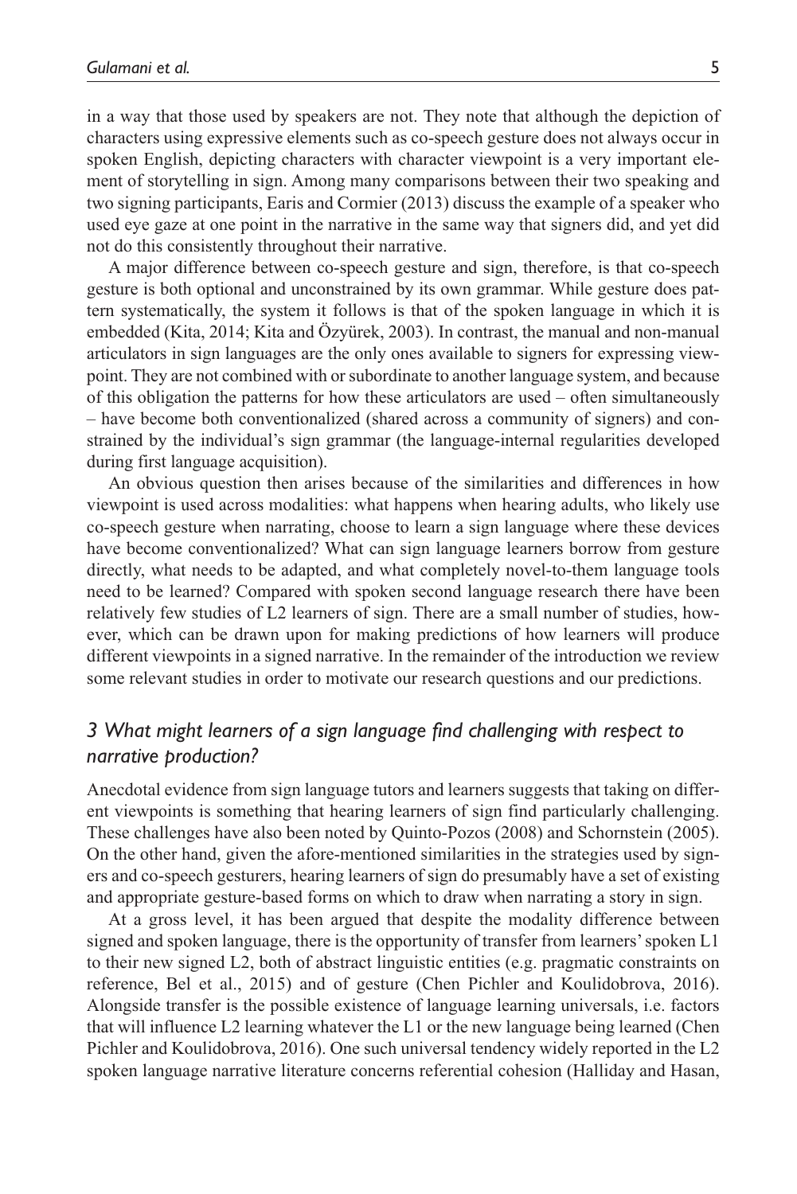in a way that those used by speakers are not. They note that although the depiction of characters using expressive elements such as co-speech gesture does not always occur in spoken English, depicting characters with character viewpoint is a very important element of storytelling in sign. Among many comparisons between their two speaking and two signing participants, Earis and Cormier (2013) discuss the example of a speaker who used eye gaze at one point in the narrative in the same way that signers did, and yet did not do this consistently throughout their narrative.

A major difference between co-speech gesture and sign, therefore, is that co-speech gesture is both optional and unconstrained by its own grammar. While gesture does pattern systematically, the system it follows is that of the spoken language in which it is embedded (Kita, 2014; Kita and Özyürek, 2003). In contrast, the manual and non-manual articulators in sign languages are the only ones available to signers for expressing viewpoint. They are not combined with or subordinate to another language system, and because of this obligation the patterns for how these articulators are used – often simultaneously – have become both conventionalized (shared across a community of signers) and constrained by the individual's sign grammar (the language-internal regularities developed during first language acquisition).

An obvious question then arises because of the similarities and differences in how viewpoint is used across modalities: what happens when hearing adults, who likely use co-speech gesture when narrating, choose to learn a sign language where these devices have become conventionalized? What can sign language learners borrow from gesture directly, what needs to be adapted, and what completely novel-to-them language tools need to be learned? Compared with spoken second language research there have been relatively few studies of L2 learners of sign. There are a small number of studies, however, which can be drawn upon for making predictions of how learners will produce different viewpoints in a signed narrative. In the remainder of the introduction we review some relevant studies in order to motivate our research questions and our predictions.

## *3 What might learners of a sign language find challenging with respect to narrative production?*

Anecdotal evidence from sign language tutors and learners suggests that taking on different viewpoints is something that hearing learners of sign find particularly challenging. These challenges have also been noted by Quinto-Pozos (2008) and Schornstein (2005). On the other hand, given the afore-mentioned similarities in the strategies used by signers and co-speech gesturers, hearing learners of sign do presumably have a set of existing and appropriate gesture-based forms on which to draw when narrating a story in sign.

At a gross level, it has been argued that despite the modality difference between signed and spoken language, there is the opportunity of transfer from learners' spoken L1 to their new signed L2, both of abstract linguistic entities (e.g. pragmatic constraints on reference, Bel et al., 2015) and of gesture (Chen Pichler and Koulidobrova, 2016). Alongside transfer is the possible existence of language learning universals, i.e. factors that will influence L2 learning whatever the L1 or the new language being learned (Chen Pichler and Koulidobrova, 2016). One such universal tendency widely reported in the L2 spoken language narrative literature concerns referential cohesion (Halliday and Hasan,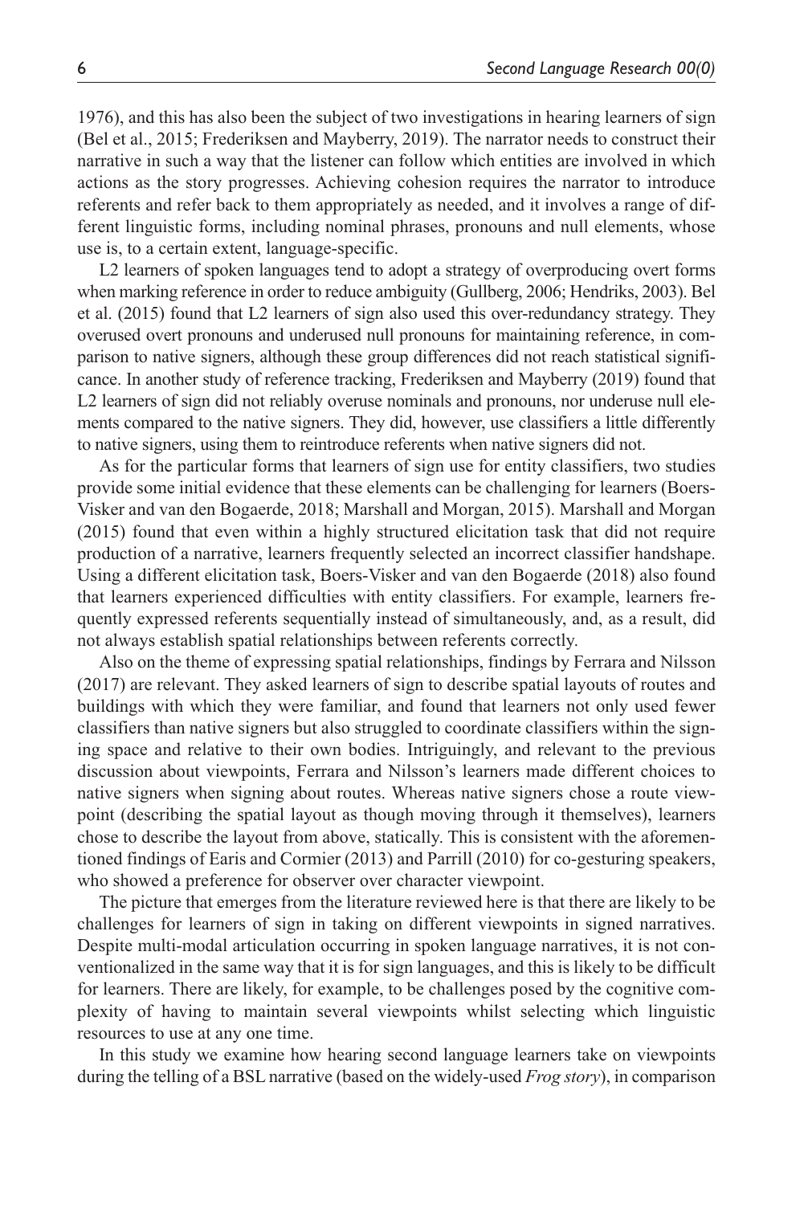1976), and this has also been the subject of two investigations in hearing learners of sign (Bel et al., 2015; Frederiksen and Mayberry, 2019). The narrator needs to construct their narrative in such a way that the listener can follow which entities are involved in which actions as the story progresses. Achieving cohesion requires the narrator to introduce referents and refer back to them appropriately as needed, and it involves a range of different linguistic forms, including nominal phrases, pronouns and null elements, whose use is, to a certain extent, language-specific.

L2 learners of spoken languages tend to adopt a strategy of overproducing overt forms when marking reference in order to reduce ambiguity (Gullberg, 2006; Hendriks, 2003). Bel et al. (2015) found that L2 learners of sign also used this over-redundancy strategy. They overused overt pronouns and underused null pronouns for maintaining reference, in comparison to native signers, although these group differences did not reach statistical significance. In another study of reference tracking, Frederiksen and Mayberry (2019) found that L2 learners of sign did not reliably overuse nominals and pronouns, nor underuse null elements compared to the native signers. They did, however, use classifiers a little differently to native signers, using them to reintroduce referents when native signers did not.

As for the particular forms that learners of sign use for entity classifiers, two studies provide some initial evidence that these elements can be challenging for learners (Boers-Visker and van den Bogaerde, 2018; Marshall and Morgan, 2015). Marshall and Morgan (2015) found that even within a highly structured elicitation task that did not require production of a narrative, learners frequently selected an incorrect classifier handshape. Using a different elicitation task, Boers-Visker and van den Bogaerde (2018) also found that learners experienced difficulties with entity classifiers. For example, learners frequently expressed referents sequentially instead of simultaneously, and, as a result, did not always establish spatial relationships between referents correctly.

Also on the theme of expressing spatial relationships, findings by Ferrara and Nilsson (2017) are relevant. They asked learners of sign to describe spatial layouts of routes and buildings with which they were familiar, and found that learners not only used fewer classifiers than native signers but also struggled to coordinate classifiers within the signing space and relative to their own bodies. Intriguingly, and relevant to the previous discussion about viewpoints, Ferrara and Nilsson's learners made different choices to native signers when signing about routes. Whereas native signers chose a route viewpoint (describing the spatial layout as though moving through it themselves), learners chose to describe the layout from above, statically. This is consistent with the aforementioned findings of Earis and Cormier (2013) and Parrill (2010) for co-gesturing speakers, who showed a preference for observer over character viewpoint.

The picture that emerges from the literature reviewed here is that there are likely to be challenges for learners of sign in taking on different viewpoints in signed narratives. Despite multi-modal articulation occurring in spoken language narratives, it is not conventionalized in the same way that it is for sign languages, and this is likely to be difficult for learners. There are likely, for example, to be challenges posed by the cognitive complexity of having to maintain several viewpoints whilst selecting which linguistic resources to use at any one time.

In this study we examine how hearing second language learners take on viewpoints during the telling of a BSL narrative (based on the widely-used *Frog story*), in comparison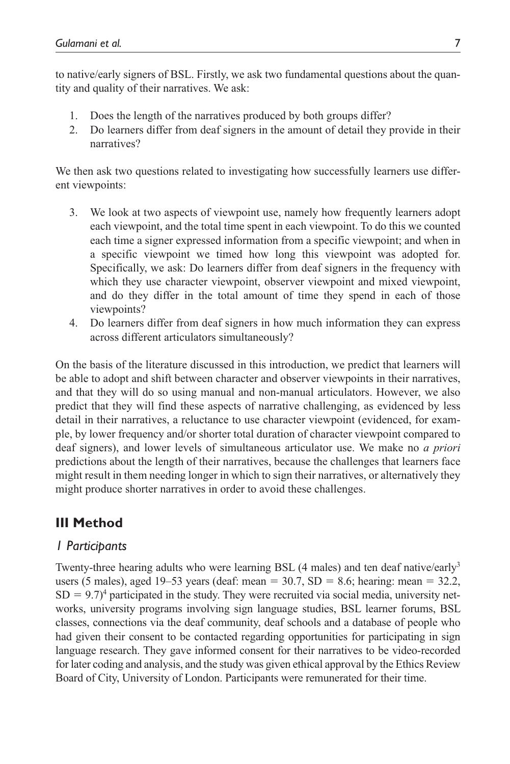to native/early signers of BSL. Firstly, we ask two fundamental questions about the quantity and quality of their narratives. We ask:

1. Does the length of the narratives produced by both groups differ?
2. Do learners differ from deaf signers in the amount of detail they provide in their narratives?

We then ask two questions related to investigating how successfully learners use different viewpoints:

3. We look at two aspects of viewpoint use, namely how frequently learners adopt each viewpoint, and the total time spent in each viewpoint. To do this we counted each time a signer expressed information from a specific viewpoint; and when in a specific viewpoint we timed how long this viewpoint was adopted for. Specifically, we ask: Do learners differ from deaf signers in the frequency with which they use character viewpoint, observer viewpoint and mixed viewpoint, and do they differ in the total amount of time they spend in each of those viewpoints?
4. Do learners differ from deaf signers in how much information they can express across different articulators simultaneously?

On the basis of the literature discussed in this introduction, we predict that learners will be able to adopt and shift between character and observer viewpoints in their narratives, and that they will do so using manual and non-manual articulators. However, we also predict that they will find these aspects of narrative challenging, as evidenced by less detail in their narratives, a reluctance to use character viewpoint (evidenced, for example, by lower frequency and/or shorter total duration of character viewpoint compared to deaf signers), and lower levels of simultaneous articulator use. We make no *a priori* predictions about the length of their narratives, because the challenges that learners face might result in them needing longer in which to sign their narratives, or alternatively they might produce shorter narratives in order to avoid these challenges.

## III Method

### 1 Participants

Twenty-three hearing adults who were learning BSL (4 males) and ten deaf native/early[3] users (5 males), aged 19–53 years (deaf: mean = 30.7, SD = 8.6; hearing: mean = 32.2, SD = 9.7)[4] participated in the study. They were recruited via social media, university networks, university programs involving sign language studies, BSL learner forums, BSL classes, connections via the deaf community, deaf schools and a database of people who had given their consent to be contacted regarding opportunities for participating in sign language research. They gave informed consent for their narratives to be video-recorded for later coding and analysis, and the study was given ethical approval by the Ethics Review Board of City, University of London. Participants were remunerated for their time.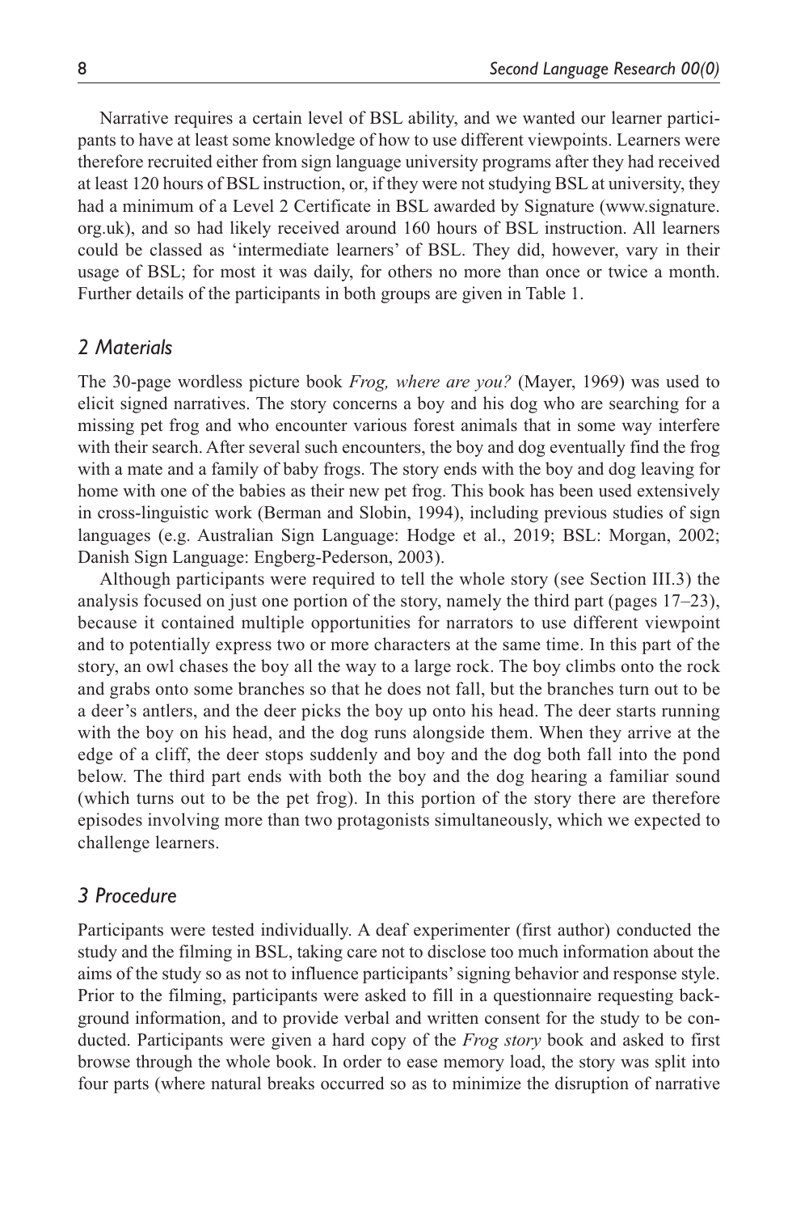Narrative requires a certain level of BSL ability, and we wanted our learner participants to have at least some knowledge of how to use different viewpoints. Learners were therefore recruited either from sign language university programs after they had received at least 120 hours of BSL instruction, or, if they were not studying BSL at university, they had a minimum of a Level 2 Certificate in BSL awarded by Signature (www.signature.org.uk), and so had likely received around 160 hours of BSL instruction. All learners could be classed as 'intermediate learners' of BSL. They did, however, vary in their usage of BSL; for most it was daily, for others no more than once or twice a month. Further details of the participants in both groups are given in Table 1.

### *2 Materials*

The 30-page wordless picture book *Frog, where are you?* (Mayer, 1969) was used to elicit signed narratives. The story concerns a boy and his dog who are searching for a missing pet frog and who encounter various forest animals that in some way interfere with their search. After several such encounters, the boy and dog eventually find the frog with a mate and a family of baby frogs. The story ends with the boy and dog leaving for home with one of the babies as their new pet frog. This book has been used extensively in cross-linguistic work (Berman and Slobin, 1994), including previous studies of sign languages (e.g. Australian Sign Language: Hodge et al., 2019; BSL: Morgan, 2002; Danish Sign Language: Engberg-Pederson, 2003).

Although participants were required to tell the whole story (see Section III.3) the analysis focused on just one portion of the story, namely the third part (pages 17–23), because it contained multiple opportunities for narrators to use different viewpoint and to potentially express two or more characters at the same time. In this part of the story, an owl chases the boy all the way to a large rock. The boy climbs onto the rock and grabs onto some branches so that he does not fall, but the branches turn out to be a deer's antlers, and the deer picks the boy up onto his head. The deer starts running with the boy on his head, and the dog runs alongside them. When they arrive at the edge of a cliff, the deer stops suddenly and boy and the dog both fall into the pond below. The third part ends with both the boy and the dog hearing a familiar sound (which turns out to be the pet frog). In this portion of the story there are therefore episodes involving more than two protagonists simultaneously, which we expected to challenge learners.

### *3 Procedure*

Participants were tested individually. A deaf experimenter (first author) conducted the study and the filming in BSL, taking care not to disclose too much information about the aims of the study so as not to influence participants' signing behavior and response style. Prior to the filming, participants were asked to fill in a questionnaire requesting background information, and to provide verbal and written consent for the study to be conducted. Participants were given a hard copy of the *Frog story* book and asked to first browse through the whole book. In order to ease memory load, the story was split into four parts (where natural breaks occurred so as to minimize the disruption of narrative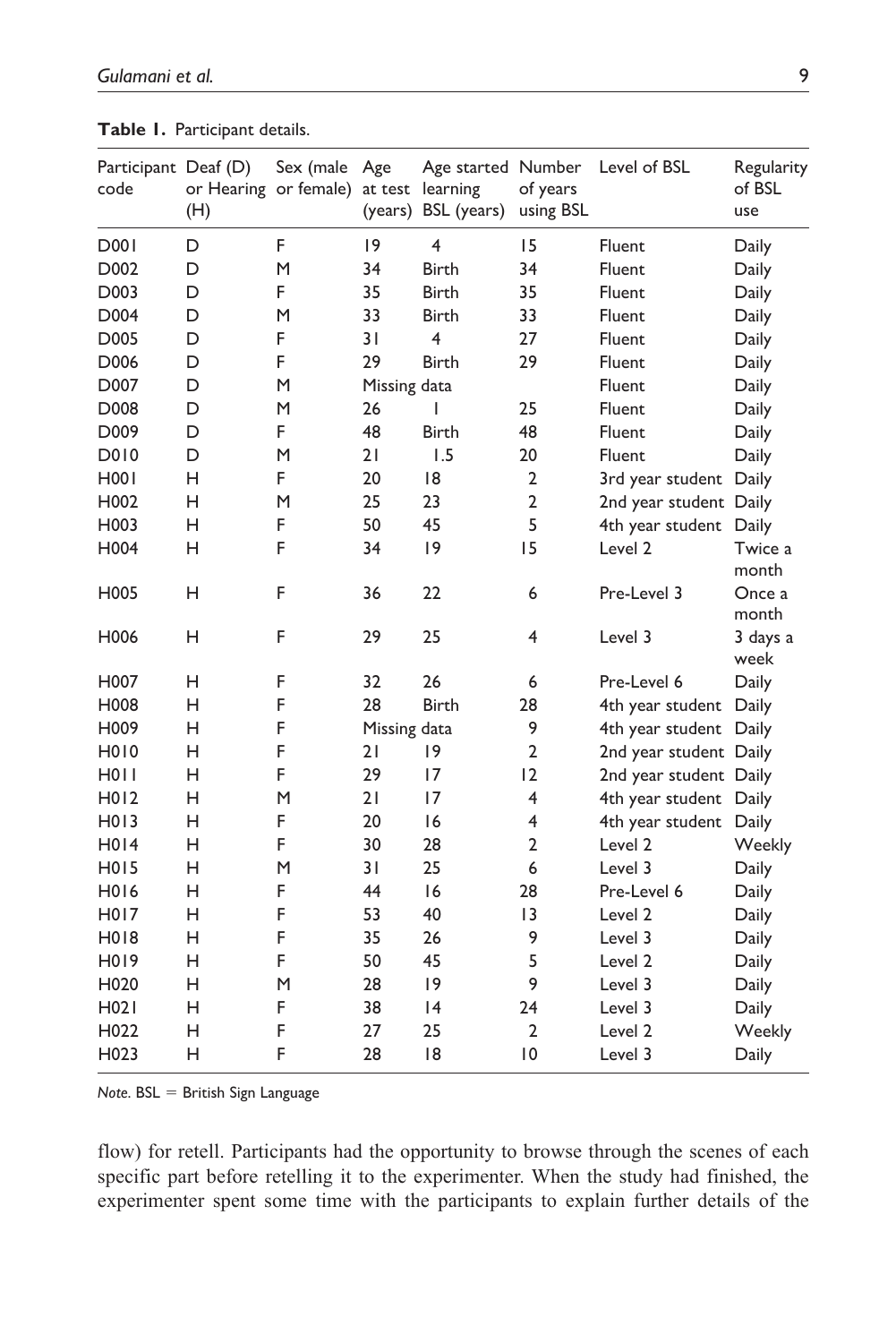**Table 1.** Participant details.

| Participant code | Deaf (D) or Hearing (H) | Sex (male or female) | Age at test (years) | Age started learning BSL (years) | Number of years using BSL | Level of BSL | Regularity of BSL use |
|---|---|---|---|---|---|---|---|
| D001 | D | F | 19 | 4 | 15 | Fluent | Daily |
| D002 | D | M | 34 | Birth | 34 | Fluent | Daily |
| D003 | D | F | 35 | Birth | 35 | Fluent | Daily |
| D004 | D | M | 33 | Birth | 33 | Fluent | Daily |
| D005 | D | F | 31 | 4 | 27 | Fluent | Daily |
| D006 | D | F | 29 | Birth | 29 | Fluent | Daily |
| D007 | D | M | Missing data | | | Fluent | Daily |
| D008 | D | M | 26 | 1 | 25 | Fluent | Daily |
| D009 | D | F | 48 | Birth | 48 | Fluent | Daily |
| D010 | D | M | 21 | 1.5 | 20 | Fluent | Daily |
| H001 | H | F | 20 | 18 | 2 | 3rd year student | Daily |
| H002 | H | M | 25 | 23 | 2 | 2nd year student | Daily |
| H003 | H | F | 50 | 45 | 5 | 4th year student | Daily |
| H004 | H | F | 34 | 19 | 15 | Level 2 | Twice a month |
| H005 | H | F | 36 | 22 | 6 | Pre-Level 3 | Once a month |
| H006 | H | F | 29 | 25 | 4 | Level 3 | 3 days a week |
| H007 | H | F | 32 | 26 | 6 | Pre-Level 6 | Daily |
| H008 | H | F | 28 | Birth | 28 | 4th year student | Daily |
| H009 | H | F | Missing data | | 9 | 4th year student | Daily |
| H010 | H | F | 21 | 19 | 2 | 2nd year student | Daily |
| H011 | H | F | 29 | 17 | 12 | 2nd year student | Daily |
| H012 | H | M | 21 | 17 | 4 | 4th year student | Daily |
| H013 | H | F | 20 | 16 | 4 | 4th year student | Daily |
| H014 | H | F | 30 | 28 | 2 | Level 2 | Weekly |
| H015 | H | M | 31 | 25 | 6 | Level 3 | Daily |
| H016 | H | F | 44 | 16 | 28 | Pre-Level 6 | Daily |
| H017 | H | F | 53 | 40 | 13 | Level 2 | Daily |
| H018 | H | F | 35 | 26 | 9 | Level 3 | Daily |
| H019 | H | F | 50 | 45 | 5 | Level 2 | Daily |
| H020 | H | M | 28 | 19 | 9 | Level 3 | Daily |
| H021 | H | F | 38 | 14 | 24 | Level 3 | Daily |
| H022 | H | F | 27 | 25 | 2 | Level 2 | Weekly |
| H023 | H | F | 28 | 18 | 10 | Level 3 | Daily |

*Note*. BSL = British Sign Language

flow) for retell. Participants had the opportunity to browse through the scenes of each specific part before retelling it to the experimenter. When the study had finished, the experimenter spent some time with the participants to explain further details of the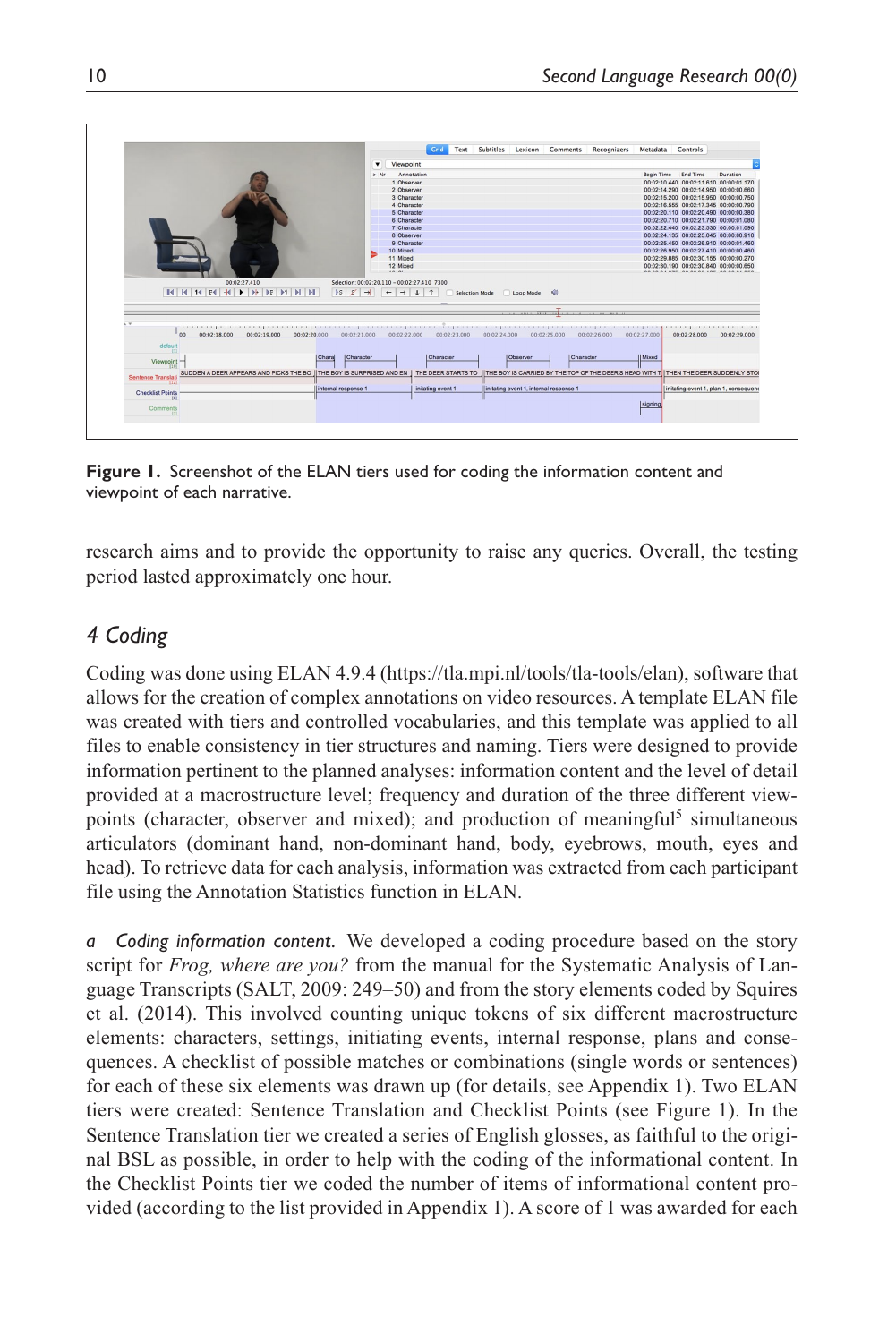**Figure 1.** Screenshot of the ELAN tiers used for coding the information content and viewpoint of each narrative.

research aims and to provide the opportunity to raise any queries. Overall, the testing period lasted approximately one hour.

## 4 Coding

Coding was done using ELAN 4.9.4 (https://tla.mpi.nl/tools/tla-tools/elan), software that allows for the creation of complex annotations on video resources. A template ELAN file was created with tiers and controlled vocabularies, and this template was applied to all files to enable consistency in tier structures and naming. Tiers were designed to provide information pertinent to the planned analyses: information content and the level of detail provided at a macrostructure level; frequency and duration of the three different viewpoints (character, observer and mixed); and production of meaningful[5] simultaneous articulators (dominant hand, non-dominant hand, body, eyebrows, mouth, eyes and head). To retrieve data for each analysis, information was extracted from each participant file using the Annotation Statistics function in ELAN.

*a Coding information content.* We developed a coding procedure based on the story script for *Frog, where are you?* from the manual for the Systematic Analysis of Language Transcripts (SALT, 2009: 249–50) and from the story elements coded by Squires et al. (2014). This involved counting unique tokens of six different macrostructure elements: characters, settings, initiating events, internal response, plans and consequences. A checklist of possible matches or combinations (single words or sentences) for each of these six elements was drawn up (for details, see Appendix 1). Two ELAN tiers were created: Sentence Translation and Checklist Points (see Figure 1). In the Sentence Translation tier we created a series of English glosses, as faithful to the original BSL as possible, in order to help with the coding of the informational content. In the Checklist Points tier we coded the number of items of informational content provided (according to the list provided in Appendix 1). A score of 1 was awarded for each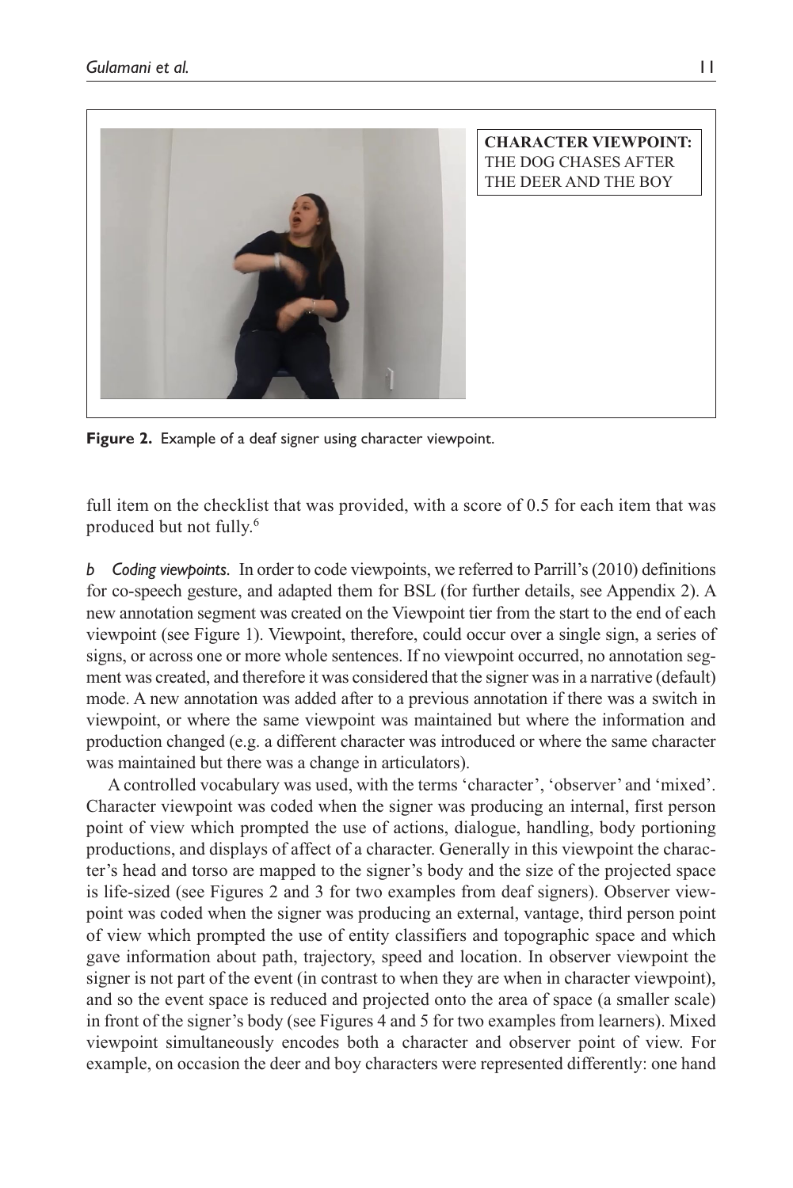CHARACTER VIEWPOINT: THE DOG CHASES AFTER THE DEER AND THE BOY

**Figure 2.** Example of a deaf signer using character viewpoint.

full item on the checklist that was provided, with a score of 0.5 for each item that was produced but not fully.[6]

*b Coding viewpoints.* In order to code viewpoints, we referred to Parrill's (2010) definitions for co-speech gesture, and adapted them for BSL (for further details, see Appendix 2). A new annotation segment was created on the Viewpoint tier from the start to the end of each viewpoint (see Figure 1). Viewpoint, therefore, could occur over a single sign, a series of signs, or across one or more whole sentences. If no viewpoint occurred, no annotation segment was created, and therefore it was considered that the signer was in a narrative (default) mode. A new annotation was added after to a previous annotation if there was a switch in viewpoint, or where the same viewpoint was maintained but where the information and production changed (e.g. a different character was introduced or where the same character was maintained but there was a change in articulators).

A controlled vocabulary was used, with the terms 'character', 'observer' and 'mixed'. Character viewpoint was coded when the signer was producing an internal, first person point of view which prompted the use of actions, dialogue, handling, body portioning productions, and displays of affect of a character. Generally in this viewpoint the character's head and torso are mapped to the signer's body and the size of the projected space is life-sized (see Figures 2 and 3 for two examples from deaf signers). Observer viewpoint was coded when the signer was producing an external, vantage, third person point of view which prompted the use of entity classifiers and topographic space and which gave information about path, trajectory, speed and location. In observer viewpoint the signer is not part of the event (in contrast to when they are when in character viewpoint), and so the event space is reduced and projected onto the area of space (a smaller scale) in front of the signer's body (see Figures 4 and 5 for two examples from learners). Mixed viewpoint simultaneously encodes both a character and observer point of view. For example, on occasion the deer and boy characters were represented differently: one hand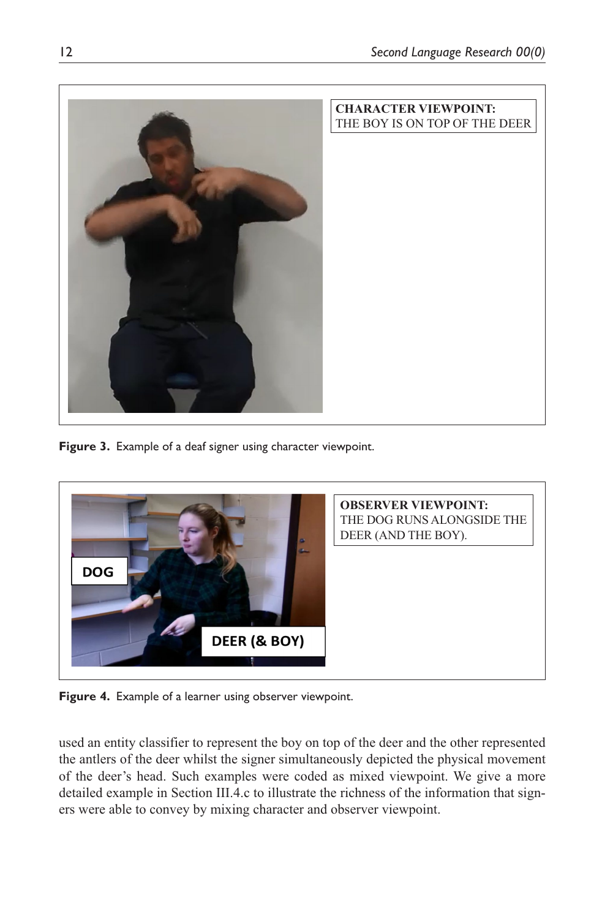**CHARACTER VIEWPOINT:**
THE BOY IS ON TOP OF THE DEER

**Figure 3.** Example of a deaf signer using character viewpoint.

**OBSERVER VIEWPOINT:**
THE DOG RUNS ALONGSIDE THE DEER (AND THE BOY).

DOG

DEER (& BOY)

**Figure 4.** Example of a learner using observer viewpoint.

used an entity classifier to represent the boy on top of the deer and the other represented the antlers of the deer whilst the signer simultaneously depicted the physical movement of the deer's head. Such examples were coded as mixed viewpoint. We give a more detailed example in Section III.4.c to illustrate the richness of the information that signers were able to convey by mixing character and observer viewpoint.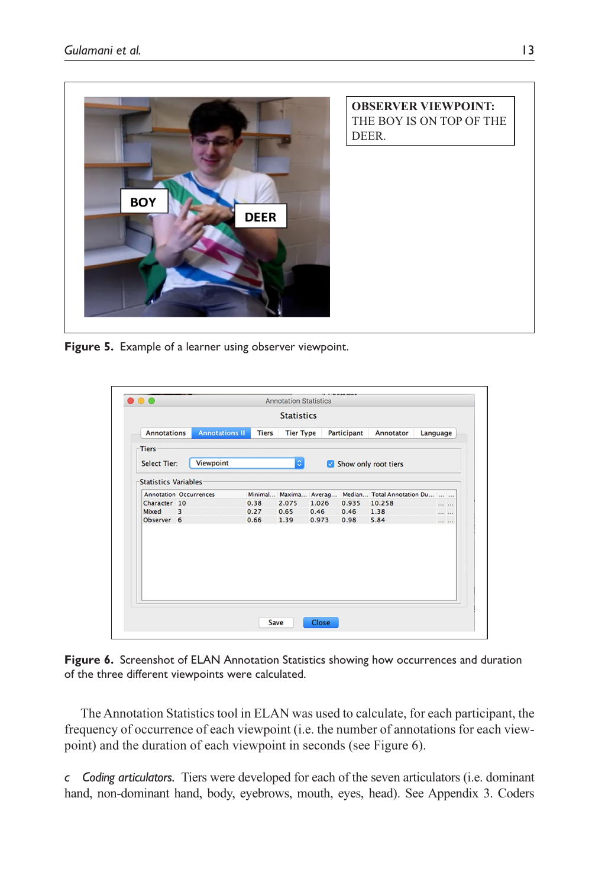**Figure 5.** Example of a learner using observer viewpoint.

**Figure 6.** Screenshot of ELAN Annotation Statistics showing how occurrences and duration of the three different viewpoints were calculated.

The Annotation Statistics tool in ELAN was used to calculate, for each participant, the frequency of occurrence of each viewpoint (i.e. the number of annotations for each viewpoint) and the duration of each viewpoint in seconds (see Figure 6).

*c* *Coding articulators.* Tiers were developed for each of the seven articulators (i.e. dominant hand, non-dominant hand, body, eyebrows, mouth, eyes, head). See Appendix 3. Coders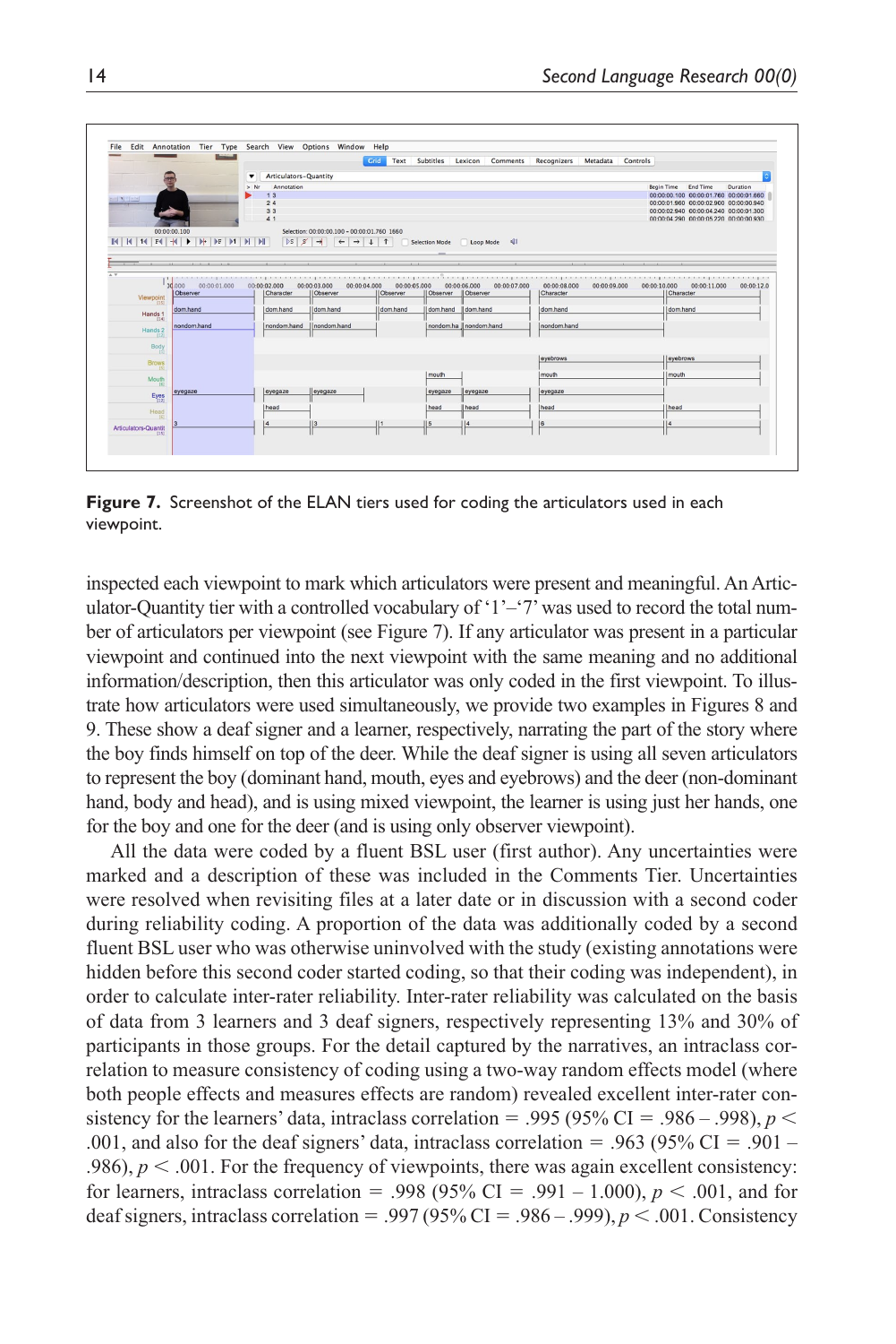**Figure 7.** Screenshot of the ELAN tiers used for coding the articulators used in each viewpoint.

inspected each viewpoint to mark which articulators were present and meaningful. An Articulator-Quantity tier with a controlled vocabulary of '1'–'7' was used to record the total number of articulators per viewpoint (see Figure 7). If any articulator was present in a particular viewpoint and continued into the next viewpoint with the same meaning and no additional information/description, then this articulator was only coded in the first viewpoint. To illustrate how articulators were used simultaneously, we provide two examples in Figures 8 and 9. These show a deaf signer and a learner, respectively, narrating the part of the story where the boy finds himself on top of the deer. While the deaf signer is using all seven articulators to represent the boy (dominant hand, mouth, eyes and eyebrows) and the deer (non-dominant hand, body and head), and is using mixed viewpoint, the learner is using just her hands, one for the boy and one for the deer (and is using only observer viewpoint).

All the data were coded by a fluent BSL user (first author). Any uncertainties were marked and a description of these was included in the Comments Tier. Uncertainties were resolved when revisiting files at a later date or in discussion with a second coder during reliability coding. A proportion of the data was additionally coded by a second fluent BSL user who was otherwise uninvolved with the study (existing annotations were hidden before this second coder started coding, so that their coding was independent), in order to calculate inter-rater reliability. Inter-rater reliability was calculated on the basis of data from 3 learners and 3 deaf signers, respectively representing 13% and 30% of participants in those groups. For the detail captured by the narratives, an intraclass correlation to measure consistency of coding using a two-way random effects model (where both people effects and measures effects are random) revealed excellent inter-rater consistency for the learners' data, intraclass correlation = .995 (95% CI = .986 – .998), $p <$ .001, and also for the deaf signers' data, intraclass correlation = .963 (95% CI = .901 – .986), $p < .001$. For the frequency of viewpoints, there was again excellent consistency: for learners, intraclass correlation = .998 (95% CI = .991 – 1.000), $p < .001$, and for deaf signers, intraclass correlation = .997 (95% CI = .986 – .999), $p < .001$. Consistency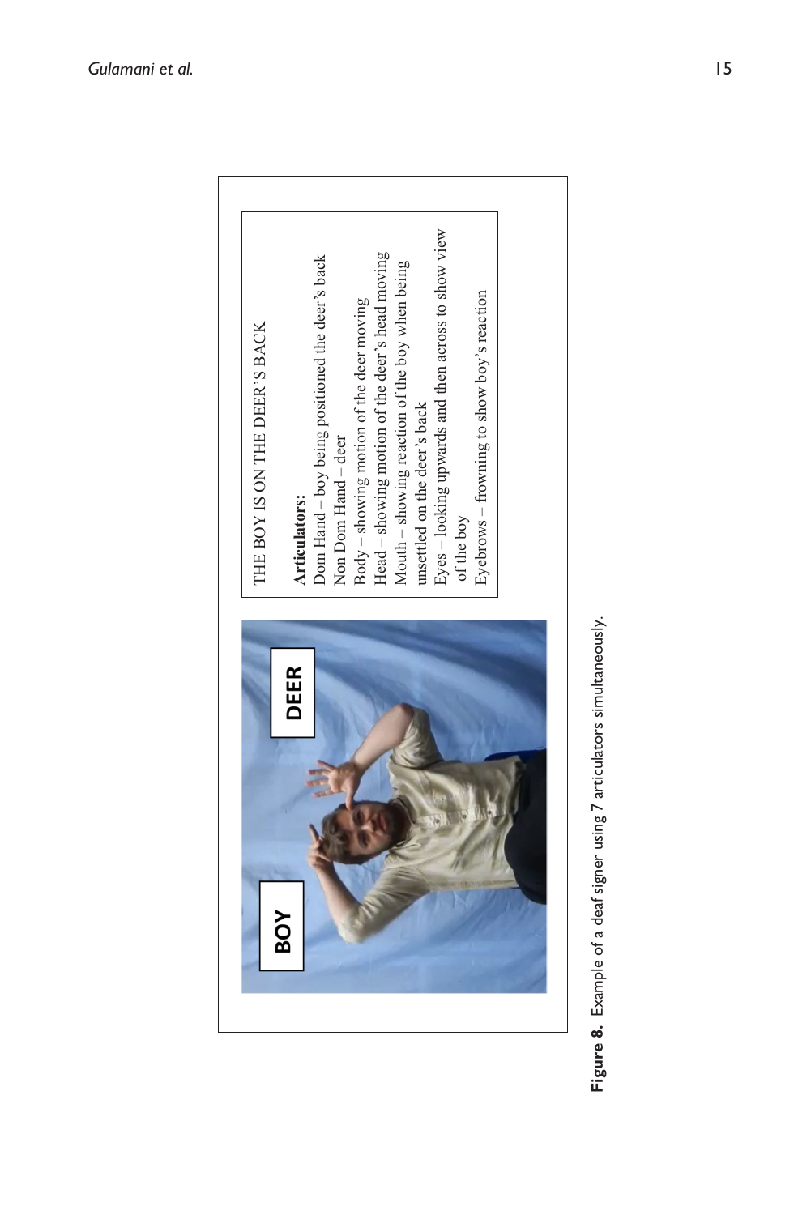THE BOY IS ON THE DEER'S BACK

**Articulators:**
Dom Hand – boy being positioned the deer's back
Non Dom Hand – deer
Body – showing motion of the deer moving
Head – showing motion of the deer's head moving
Mouth – showing reaction of the boy when being unsettled on the deer's back
Eyes – looking upwards and then across to show view of the boy
Eyebrows – frowning to show boy's reaction

**Figure 8.** Example of a deaf signer using 7 articulators simultaneously.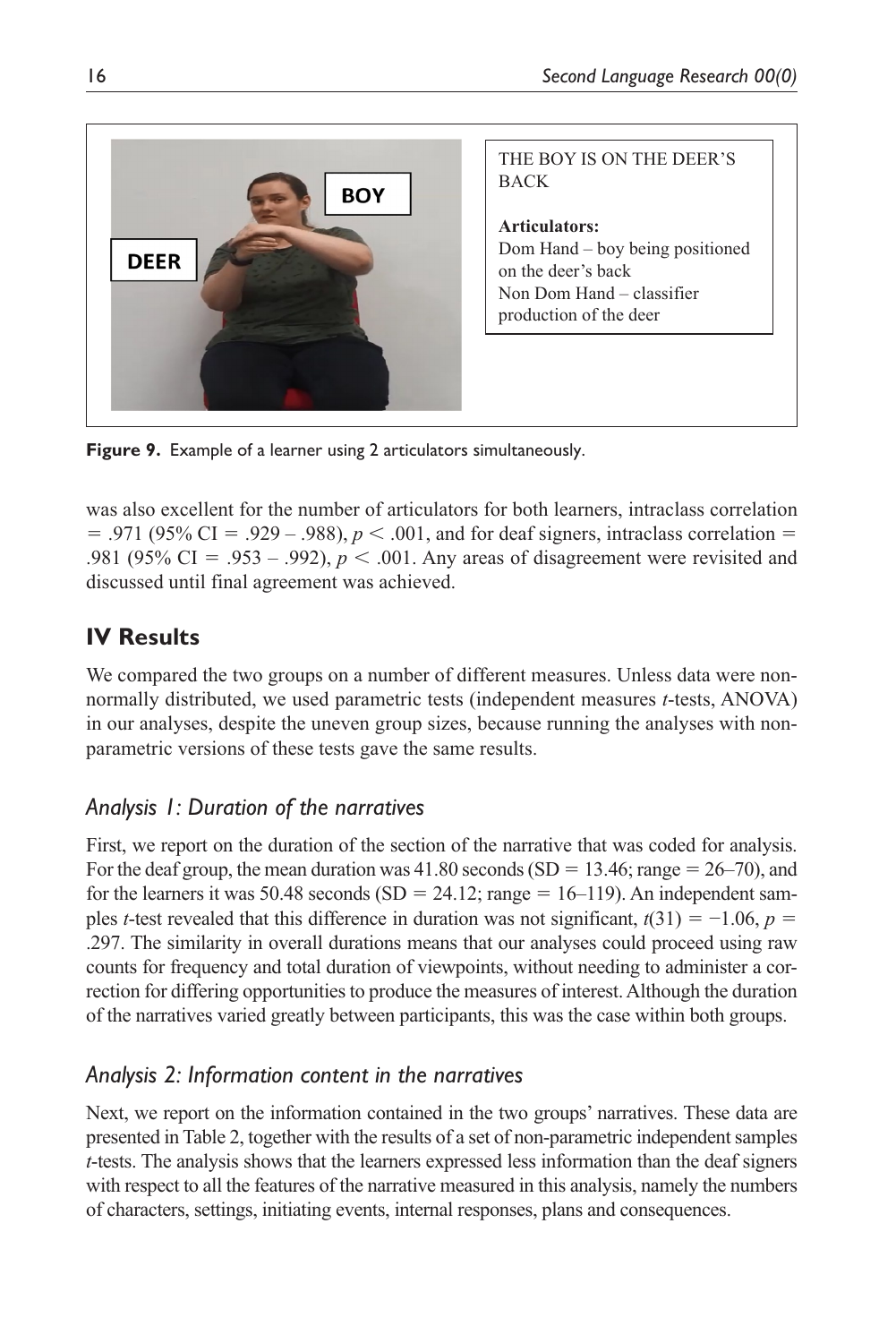THE BOY IS ON THE DEER'S BACK

**Articulators:**
Dom Hand – boy being positioned on the deer's back
Non Dom Hand – classifier production of the deer

**Figure 9.** Example of a learner using 2 articulators simultaneously.

was also excellent for the number of articulators for both learners, intraclass correlation = .971 (95% CI = .929 – .988), $p < .001$, and for deaf signers, intraclass correlation = .981 (95% CI = .953 – .992), $p < .001$. Any areas of disagreement were revisited and discussed until final agreement was achieved.

## IV Results

We compared the two groups on a number of different measures. Unless data were non-normally distributed, we used parametric tests (independent measures *t*-tests, ANOVA) in our analyses, despite the uneven group sizes, because running the analyses with non-parametric versions of these tests gave the same results.

### *Analysis 1: Duration of the narratives*

First, we report on the duration of the section of the narrative that was coded for analysis. For the deaf group, the mean duration was 41.80 seconds (SD = 13.46; range = 26–70), and for the learners it was 50.48 seconds (SD = 24.12; range = 16–119). An independent samples *t*-test revealed that this difference in duration was not significant, $t(31) = -1.06$, $p = .297$. The similarity in overall durations means that our analyses could proceed using raw counts for frequency and total duration of viewpoints, without needing to administer a correction for differing opportunities to produce the measures of interest. Although the duration of the narratives varied greatly between participants, this was the case within both groups.

### *Analysis 2: Information content in the narratives*

Next, we report on the information contained in the two groups' narratives. These data are presented in Table 2, together with the results of a set of non-parametric independent samples *t*-tests. The analysis shows that the learners expressed less information than the deaf signers with respect to all the features of the narrative measured in this analysis, namely the numbers of characters, settings, initiating events, internal responses, plans and consequences.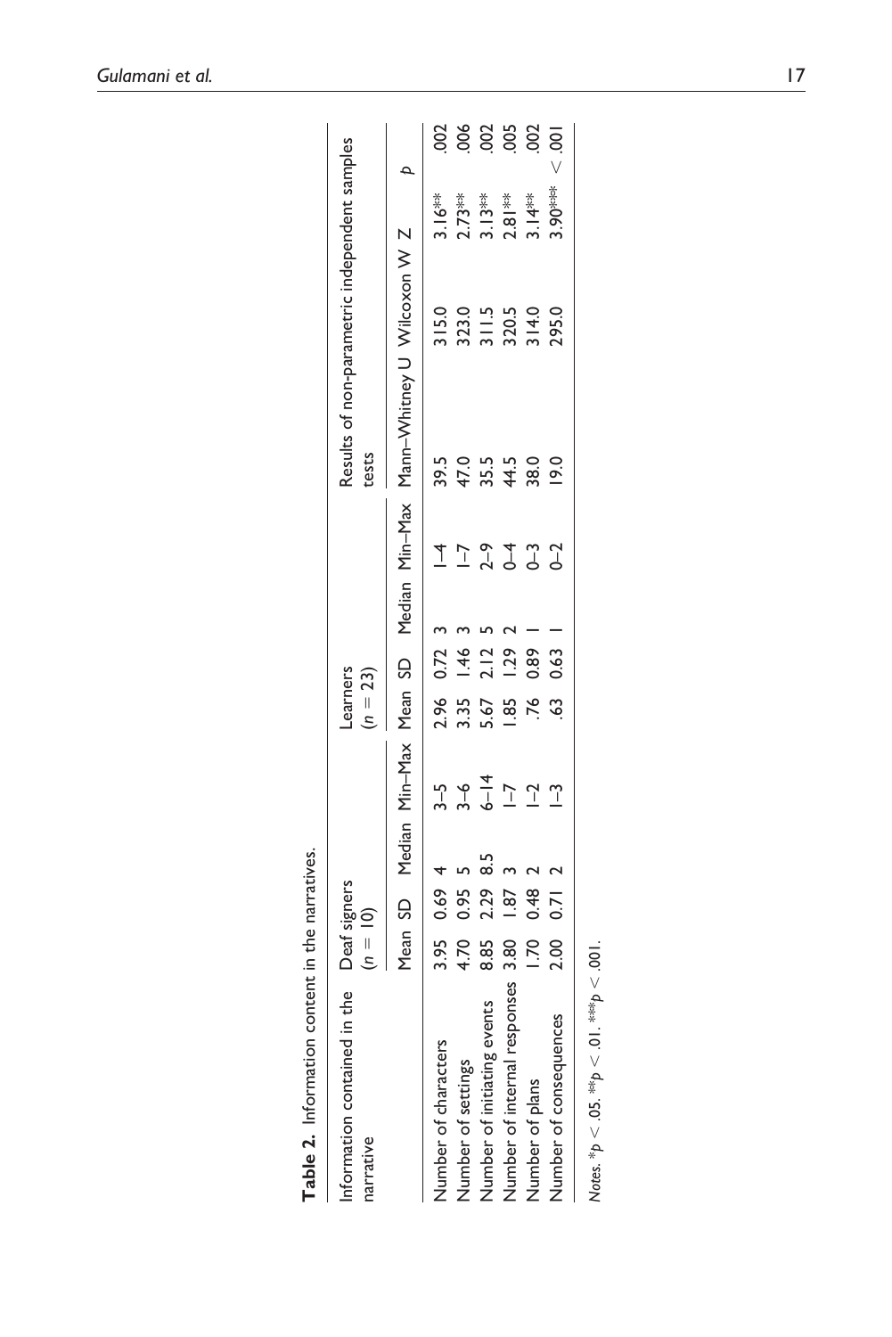**Table 2.** Information content in the narratives.

| Information contained in the narrative | Deaf signers ($n = 10$) | | | | Learners ($n = 23$) | | | | Results of non-parametric independent samples tests | | | |
|---|---|---|---|---|---|---|---|---|---|---|---|---|
| | Mean | SD | Median | Min–Max | Mean | SD | Median | Min–Max | Mann–Whitney U | Wilcoxon W | Z | p |
| Number of characters | 3.95 | 0.69 | 4 | 3–5 | 2.96 | 0.72 | 3 | 1–4 | 39.5 | 315.0 | 3.16** | .002 |
| Number of settings | 4.70 | 0.95 | 5 | 3–6 | 3.35 | 1.46 | 3 | 1–7 | 47.0 | 323.0 | 2.73** | .006 |
| Number of initiating events | 8.85 | 2.29 | 8.5 | 6–14 | 5.67 | 2.12 | 5 | 2–9 | 35.5 | 311.5 | 3.13** | .002 |
| Number of internal responses | 3.80 | 1.87 | 3 | 1–7 | 1.85 | 1.29 | 2 | 0–4 | 44.5 | 320.5 | 2.81** | .005 |
| Number of plans | 1.70 | 0.48 | 2 | 1–2 | .76 | 0.89 | 1 | 0–3 | 38.0 | 314.0 | 3.14** | .002 |
| Number of consequences | 2.00 | 0.71 | 2 | 1–3 | .63 | 0.63 | 1 | 0–2 | 19.0 | 295.0 | 3.90*** | < .001 |

*Notes.* *$p < .05$. **$p < .01$. ***$p < .001$.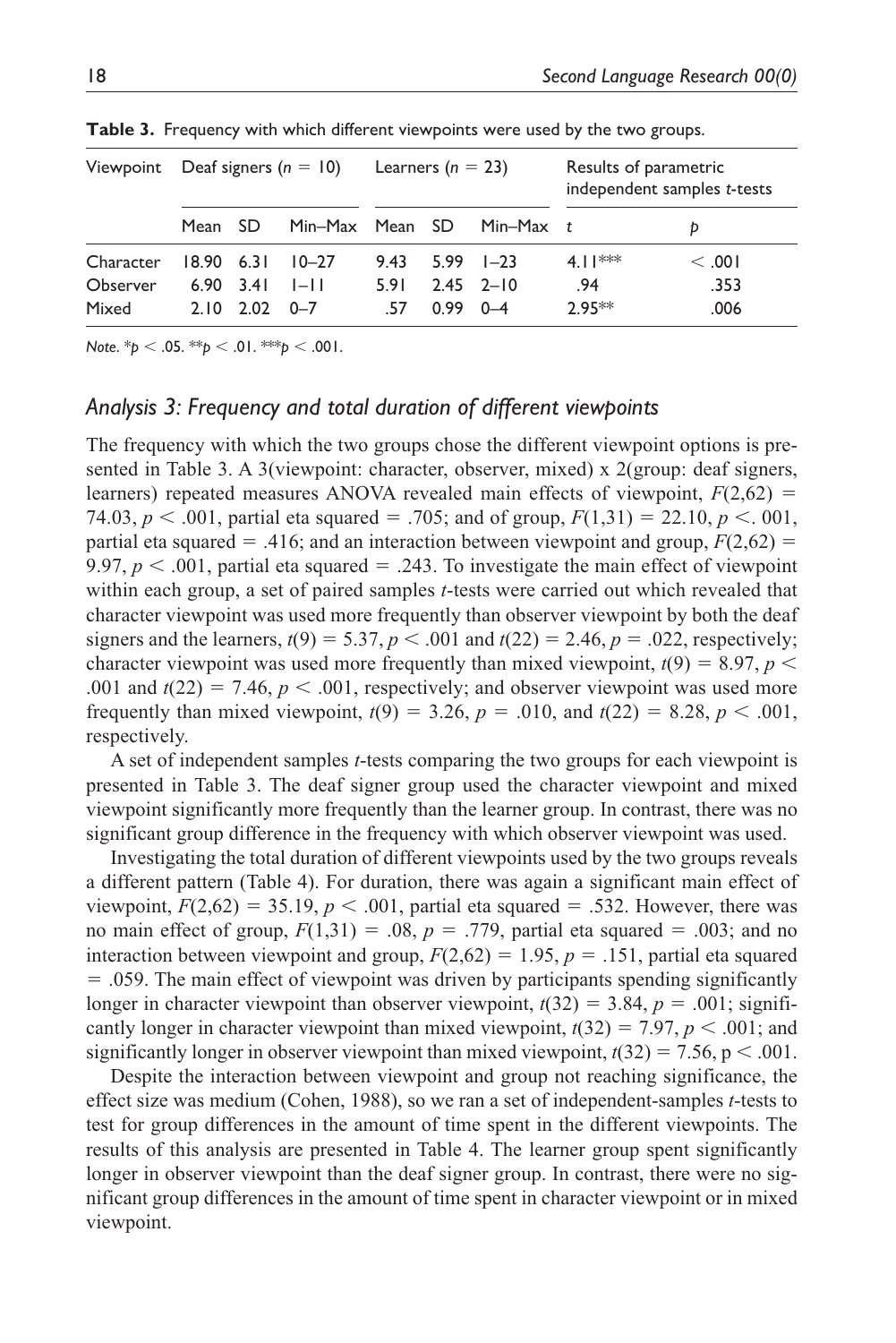**Table 3.** Frequency with which different viewpoints were used by the two groups.

| Viewpoint | Deaf signers ($n$ = 10) | | | Learners ($n$ = 23) | | | Results of parametric independent samples $t$-tests | |
|---|---|---|---|---|---|---|---|---|
| | Mean | SD | Min–Max | Mean | SD | Min–Max | $t$ | $p$ |
| Character | 18.90 | 6.31 | 10–27 | 9.43 | 5.99 | 1–23 | 4.11*** | < .001 |
| Observer | 6.90 | 3.41 | 1–11 | 5.91 | 2.45 | 2–10 | .94 | .353 |
| Mixed | 2.10 | 2.02 | 0–7 | .57 | 0.99 | 0–4 | 2.95** | .006 |

*Note.* *$p < .05$. **$p < .01$. ***$p < .001$.

### *Analysis 3: Frequency and total duration of different viewpoints*

The frequency with which the two groups chose the different viewpoint options is presented in Table 3. A 3(viewpoint: character, observer, mixed) x 2(group: deaf signers, learners) repeated measures ANOVA revealed main effects of viewpoint, $F(2,62) = 74.03$, $p < .001$, partial eta squared = .705; and of group, $F(1,31) = 22.10$, $p <. 001$, partial eta squared = .416; and an interaction between viewpoint and group, $F(2,62) = 9.97$, $p < .001$, partial eta squared = .243. To investigate the main effect of viewpoint within each group, a set of paired samples $t$-tests were carried out which revealed that character viewpoint was used more frequently than observer viewpoint by both the deaf signers and the learners, $t(9) = 5.37$, $p < .001$ and $t(22) = 2.46$, $p = .022$, respectively; character viewpoint was used more frequently than mixed viewpoint, $t(9) = 8.97$, $p < .001$ and $t(22) = 7.46$, $p < .001$, respectively; and observer viewpoint was used more frequently than mixed viewpoint, $t(9) = 3.26$, $p = .010$, and $t(22) = 8.28$, $p < .001$, respectively.

A set of independent samples $t$-tests comparing the two groups for each viewpoint is presented in Table 3. The deaf signer group used the character viewpoint and mixed viewpoint significantly more frequently than the learner group. In contrast, there was no significant group difference in the frequency with which observer viewpoint was used.

Investigating the total duration of different viewpoints used by the two groups reveals a different pattern (Table 4). For duration, there was again a significant main effect of viewpoint, $F(2,62) = 35.19$, $p < .001$, partial eta squared = .532. However, there was no main effect of group, $F(1,31) = .08$, $p = .779$, partial eta squared = .003; and no interaction between viewpoint and group, $F(2,62) = 1.95$, $p = .151$, partial eta squared = .059. The main effect of viewpoint was driven by participants spending significantly longer in character viewpoint than observer viewpoint, $t(32) = 3.84$, $p = .001$; significantly longer in character viewpoint than mixed viewpoint, $t(32) = 7.97$, $p < .001$; and significantly longer in observer viewpoint than mixed viewpoint, $t(32) = 7.56$, $p < .001$.

Despite the interaction between viewpoint and group not reaching significance, the effect size was medium (Cohen, 1988), so we ran a set of independent-samples $t$-tests to test for group differences in the amount of time spent in the different viewpoints. The results of this analysis are presented in Table 4. The learner group spent significantly longer in observer viewpoint than the deaf signer group. In contrast, there were no significant group differences in the amount of time spent in character viewpoint or in mixed viewpoint.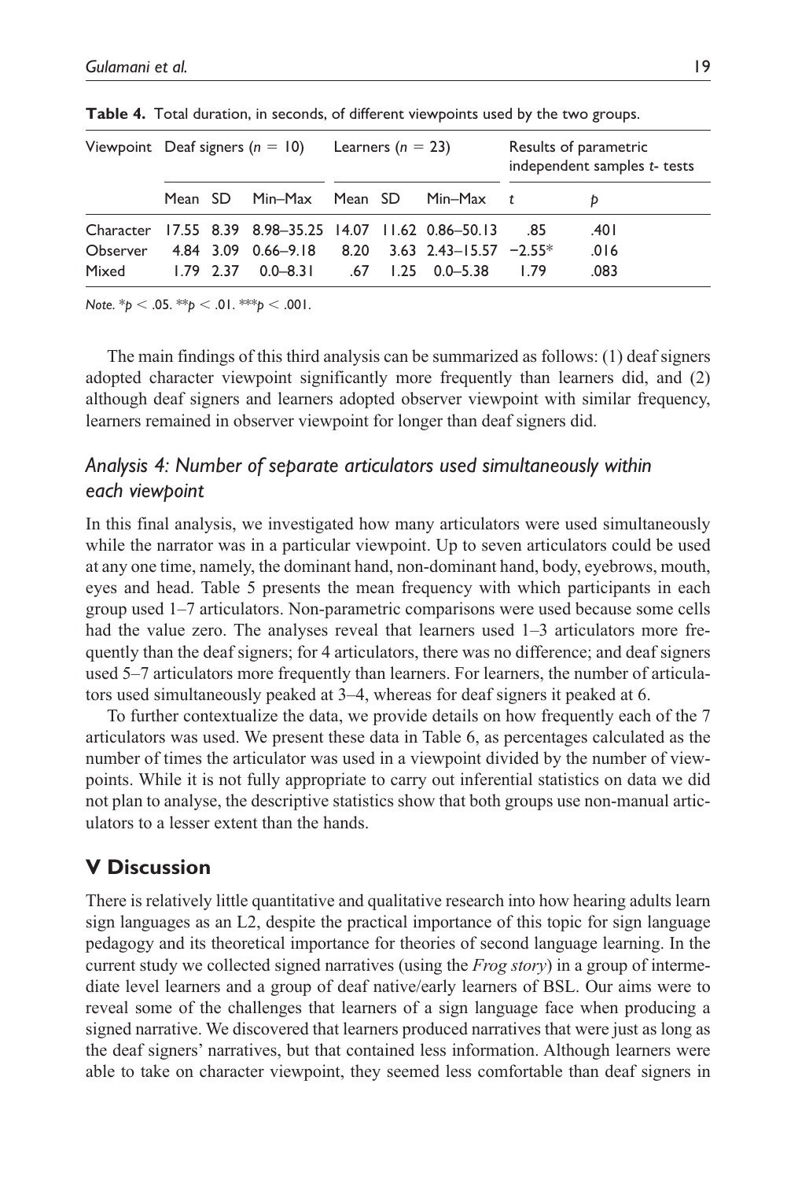**Table 4.** Total duration, in seconds, of different viewpoints used by the two groups.

| Viewpoint | Deaf signers ($n$ = 10) | | | Learners ($n$ = 23) | | | Results of parametric independent samples $t$- tests | |
|---|---|---|---|---|---|---|---|---|
| | Mean | SD | Min–Max | Mean | SD | Min–Max | $t$ | $p$ |
| Character | 17.55 | 8.39 | 8.98–35.25 | 14.07 | 11.62 | 0.86–50.13 | .85 | .401 |
| Observer | 4.84 | 3.09 | 0.66–9.18 | 8.20 | 3.63 | 2.43–15.57 | −2.55* | .016 |
| Mixed | 1.79 | 2.37 | 0.0–8.31 | .67 | 1.25 | 0.0–5.38 | 1.79 | .083 |

*Note.* $^{*}p < .05$. $^{**}p < .01$. $^{***}p < .001$.

The main findings of this third analysis can be summarized as follows: (1) deaf signers adopted character viewpoint significantly more frequently than learners did, and (2) although deaf signers and learners adopted observer viewpoint with similar frequency, learners remained in observer viewpoint for longer than deaf signers did.

### *Analysis 4: Number of separate articulators used simultaneously within each viewpoint*

In this final analysis, we investigated how many articulators were used simultaneously while the narrator was in a particular viewpoint. Up to seven articulators could be used at any one time, namely, the dominant hand, non-dominant hand, body, eyebrows, mouth, eyes and head. Table 5 presents the mean frequency with which participants in each group used 1–7 articulators. Non-parametric comparisons were used because some cells had the value zero. The analyses reveal that learners used 1–3 articulators more frequently than the deaf signers; for 4 articulators, there was no difference; and deaf signers used 5–7 articulators more frequently than learners. For learners, the number of articulators used simultaneously peaked at 3–4, whereas for deaf signers it peaked at 6.

To further contextualize the data, we provide details on how frequently each of the 7 articulators was used. We present these data in Table 6, as percentages calculated as the number of times the articulator was used in a viewpoint divided by the number of viewpoints. While it is not fully appropriate to carry out inferential statistics on data we did not plan to analyse, the descriptive statistics show that both groups use non-manual articulators to a lesser extent than the hands.

## V Discussion

There is relatively little quantitative and qualitative research into how hearing adults learn sign languages as an L2, despite the practical importance of this topic for sign language pedagogy and its theoretical importance for theories of second language learning. In the current study we collected signed narratives (using the *Frog story*) in a group of intermediate level learners and a group of deaf native/early learners of BSL. Our aims were to reveal some of the challenges that learners of a sign language face when producing a signed narrative. We discovered that learners produced narratives that were just as long as the deaf signers' narratives, but that contained less information. Although learners were able to take on character viewpoint, they seemed less comfortable than deaf signers in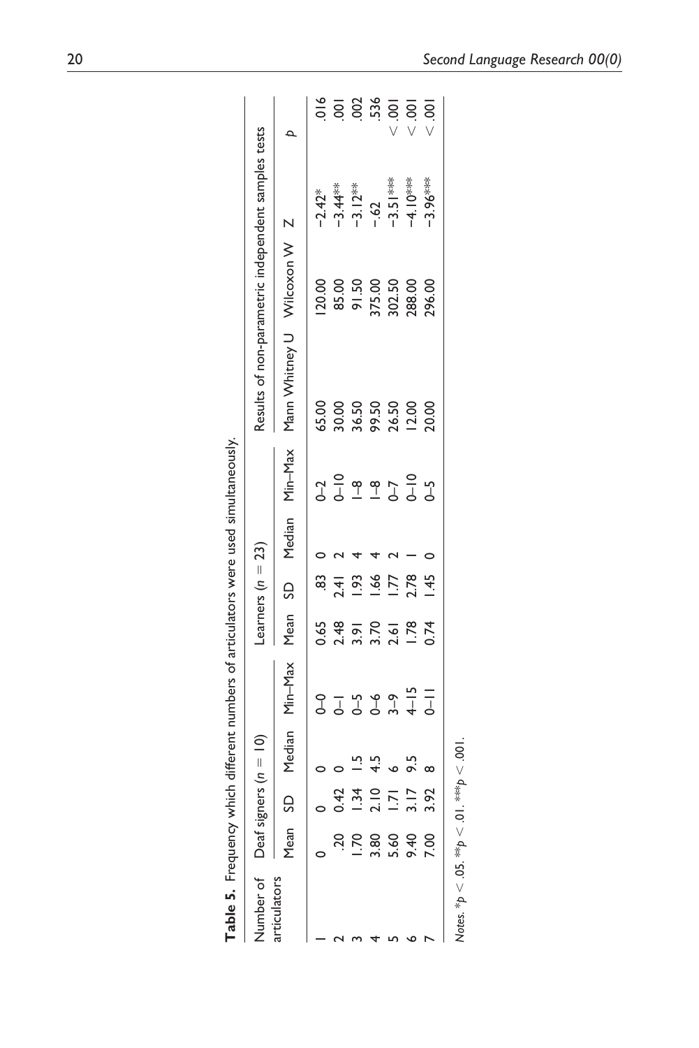**Table 5.** Frequency which different numbers of articulators were used simultaneously.

| Number of articulators | Deaf signers ($n = 10$) | | | | Learners ($n = 23$) | | | | Results of non-parametric independent samples tests | | | |
|---|---|---|---|---|---|---|---|---|---|---|---|---|
| | Mean | SD | Median | Min–Max | Mean | SD | Median | Min–Max | Mann Whitney U | Wilcoxon W | Z | p |
| 1 | 0 | 0 | 0 | 0–0 | 0.65 | .83 | 0 | 0–2 | 65.00 | 120.00 | −2.42* | .016 |
| 2 | .20 | 0.42 | 0 | 0–1 | 2.48 | 2.41 | 2 | 0–10 | 30.00 | 85.00 | −3.44** | .001 |
| 3 | 1.70 | 1.34 | 1.5 | 0–5 | 3.91 | 1.93 | 4 | 1–8 | 36.50 | 91.50 | −3.12** | .002 |
| 4 | 3.80 | 2.10 | 4.5 | 0–6 | 3.70 | 1.66 | 4 | 1–8 | 99.50 | 375.00 | −.62 | .536 |
| 5 | 5.60 | 1.71 | 6 | 3–9 | 2.61 | 1.77 | 2 | 0–7 | 26.50 | 302.50 | −3.51*** | < .001 |
| 6 | 9.40 | 3.17 | 9.5 | 4–15 | 1.78 | 2.78 | 1 | 0–10 | 12.00 | 288.00 | −4.10*** | < .001 |
| 7 | 7.00 | 3.92 | 8 | 0–11 | 0.74 | 1.45 | 0 | 0–5 | 20.00 | 296.00 | −3.96*** | < .001 |

*Notes.* $^{*}p < .05$. $^{**}p < .01$. $^{***}p < .001$.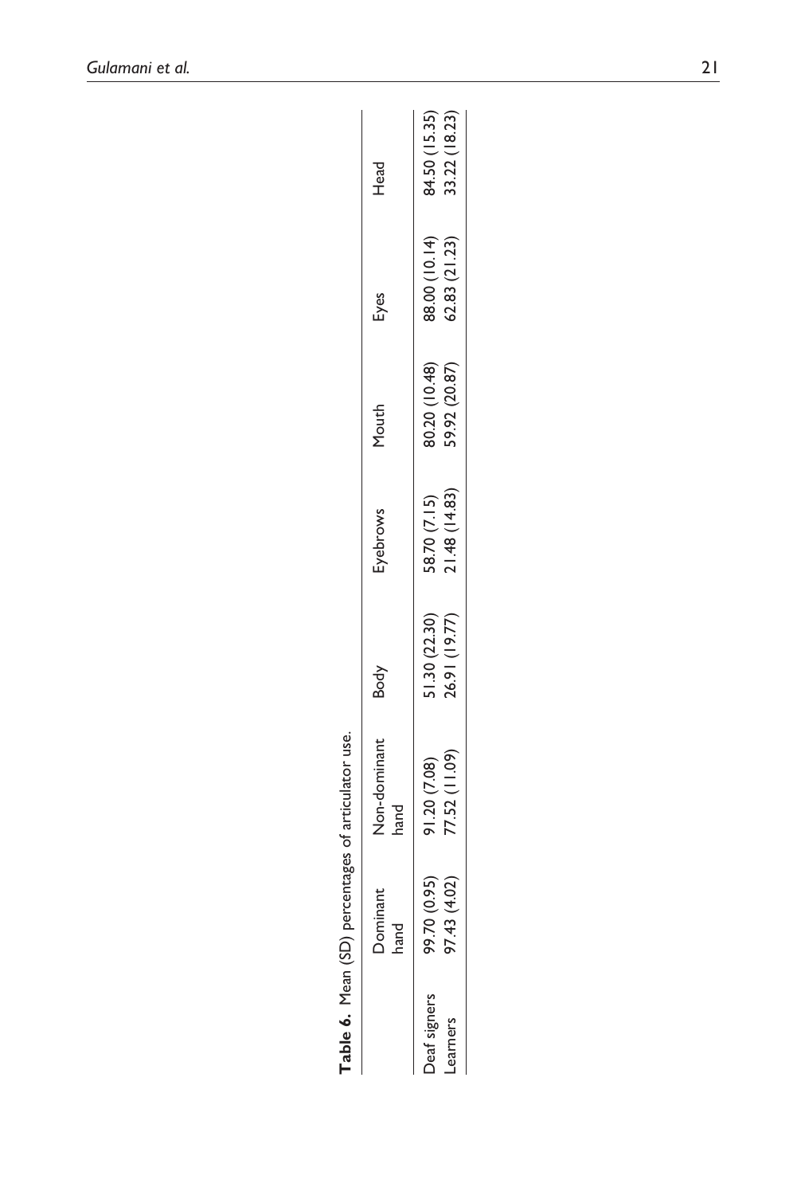**Table 6.** Mean (SD) percentages of articulator use.

| | Dominant hand | Non-dominant hand | Body | Eyebrows | Mouth | Eyes | Head |
|---|---|---|---|---|---|---|---|
| Deaf signers | 99.70 (0.95) | 91.20 (7.08) | 51.30 (22.30) | 58.70 (7.15) | 80.20 (10.48) | 88.00 (10.14) | 84.50 (15.35) |
| Learners | 97.43 (4.02) | 77.52 (11.09) | 26.91 (19.77) | 21.48 (14.83) | 59.92 (20.87) | 62.83 (21.23) | 33.22 (18.23) |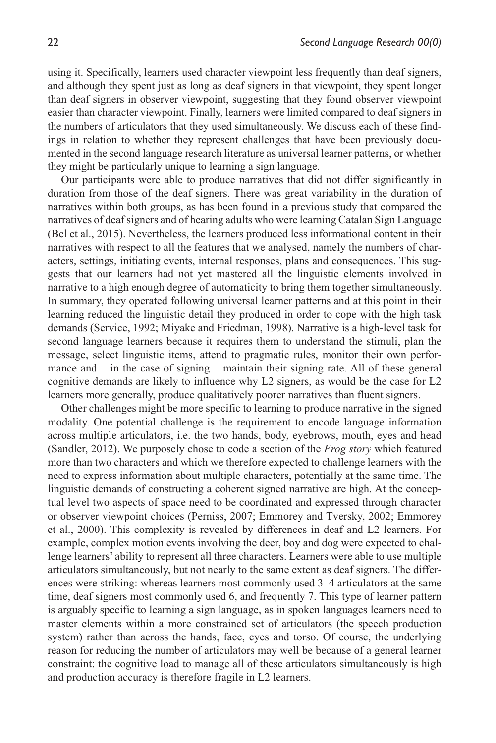using it. Specifically, learners used character viewpoint less frequently than deaf signers, and although they spent just as long as deaf signers in that viewpoint, they spent longer than deaf signers in observer viewpoint, suggesting that they found observer viewpoint easier than character viewpoint. Finally, learners were limited compared to deaf signers in the numbers of articulators that they used simultaneously. We discuss each of these findings in relation to whether they represent challenges that have been previously documented in the second language research literature as universal learner patterns, or whether they might be particularly unique to learning a sign language.

Our participants were able to produce narratives that did not differ significantly in duration from those of the deaf signers. There was great variability in the duration of narratives within both groups, as has been found in a previous study that compared the narratives of deaf signers and of hearing adults who were learning Catalan Sign Language (Bel et al., 2015). Nevertheless, the learners produced less informational content in their narratives with respect to all the features that we analysed, namely the numbers of characters, settings, initiating events, internal responses, plans and consequences. This suggests that our learners had not yet mastered all the linguistic elements involved in narrative to a high enough degree of automaticity to bring them together simultaneously. In summary, they operated following universal learner patterns and at this point in their learning reduced the linguistic detail they produced in order to cope with the high task demands (Service, 1992; Miyake and Friedman, 1998). Narrative is a high-level task for second language learners because it requires them to understand the stimuli, plan the message, select linguistic items, attend to pragmatic rules, monitor their own performance and – in the case of signing – maintain their signing rate. All of these general cognitive demands are likely to influence why L2 signers, as would be the case for L2 learners more generally, produce qualitatively poorer narratives than fluent signers.

Other challenges might be more specific to learning to produce narrative in the signed modality. One potential challenge is the requirement to encode language information across multiple articulators, i.e. the two hands, body, eyebrows, mouth, eyes and head (Sandler, 2012). We purposely chose to code a section of the *Frog story* which featured more than two characters and which we therefore expected to challenge learners with the need to express information about multiple characters, potentially at the same time. The linguistic demands of constructing a coherent signed narrative are high. At the conceptual level two aspects of space need to be coordinated and expressed through character or observer viewpoint choices (Perniss, 2007; Emmorey and Tversky, 2002; Emmorey et al., 2000). This complexity is revealed by differences in deaf and L2 learners. For example, complex motion events involving the deer, boy and dog were expected to challenge learners' ability to represent all three characters. Learners were able to use multiple articulators simultaneously, but not nearly to the same extent as deaf signers. The differences were striking: whereas learners most commonly used 3–4 articulators at the same time, deaf signers most commonly used 6, and frequently 7. This type of learner pattern is arguably specific to learning a sign language, as in spoken languages learners need to master elements within a more constrained set of articulators (the speech production system) rather than across the hands, face, eyes and torso. Of course, the underlying reason for reducing the number of articulators may well be because of a general learner constraint: the cognitive load to manage all of these articulators simultaneously is high and production accuracy is therefore fragile in L2 learners.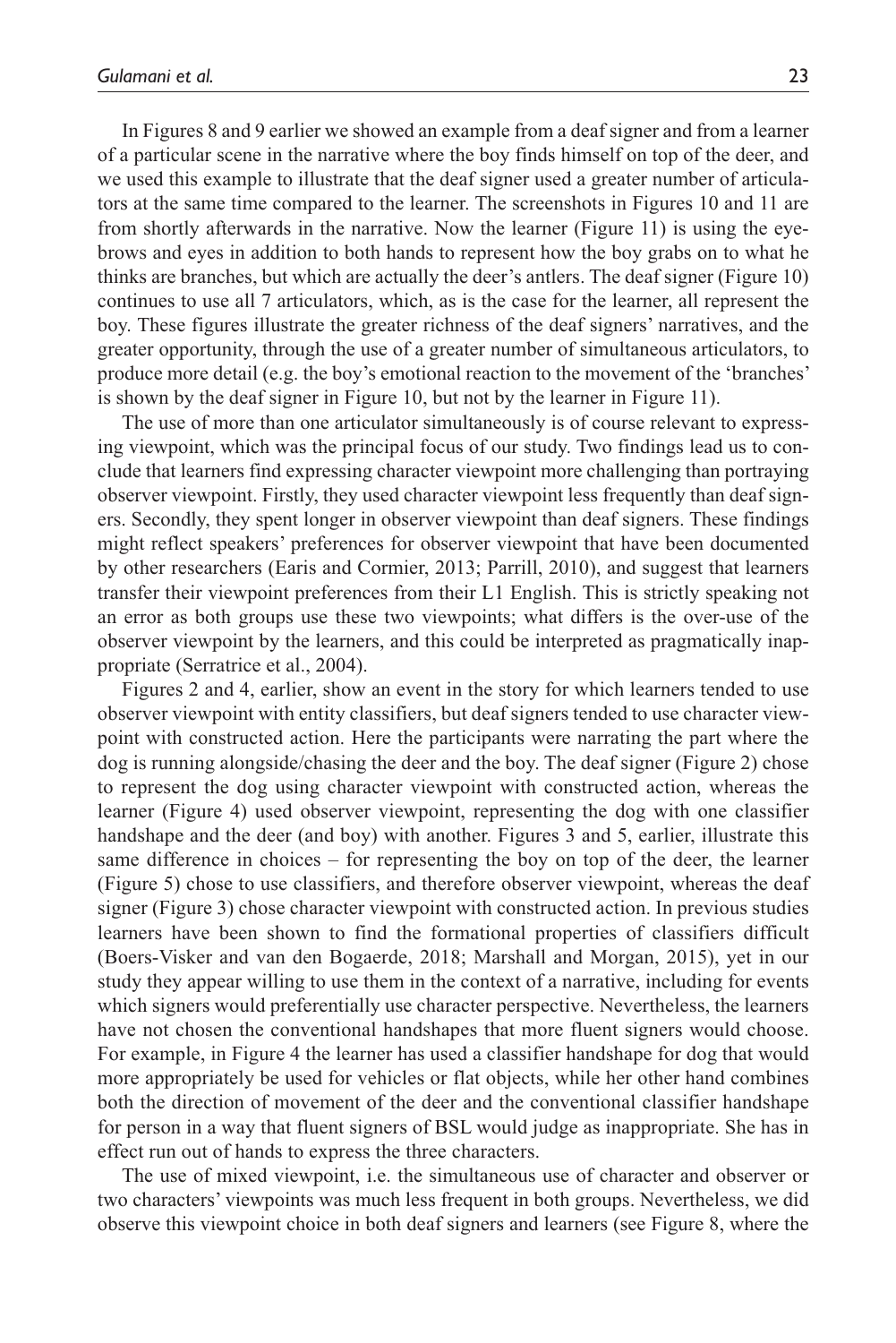In Figures 8 and 9 earlier we showed an example from a deaf signer and from a learner of a particular scene in the narrative where the boy finds himself on top of the deer, and we used this example to illustrate that the deaf signer used a greater number of articulators at the same time compared to the learner. The screenshots in Figures 10 and 11 are from shortly afterwards in the narrative. Now the learner (Figure 11) is using the eyebrows and eyes in addition to both hands to represent how the boy grabs on to what he thinks are branches, but which are actually the deer's antlers. The deaf signer (Figure 10) continues to use all 7 articulators, which, as is the case for the learner, all represent the boy. These figures illustrate the greater richness of the deaf signers' narratives, and the greater opportunity, through the use of a greater number of simultaneous articulators, to produce more detail (e.g. the boy's emotional reaction to the movement of the 'branches' is shown by the deaf signer in Figure 10, but not by the learner in Figure 11).

The use of more than one articulator simultaneously is of course relevant to expressing viewpoint, which was the principal focus of our study. Two findings lead us to conclude that learners find expressing character viewpoint more challenging than portraying observer viewpoint. Firstly, they used character viewpoint less frequently than deaf signers. Secondly, they spent longer in observer viewpoint than deaf signers. These findings might reflect speakers' preferences for observer viewpoint that have been documented by other researchers (Earis and Cormier, 2013; Parrill, 2010), and suggest that learners transfer their viewpoint preferences from their L1 English. This is strictly speaking not an error as both groups use these two viewpoints; what differs is the over-use of the observer viewpoint by the learners, and this could be interpreted as pragmatically inappropriate (Serratrice et al., 2004).

Figures 2 and 4, earlier, show an event in the story for which learners tended to use observer viewpoint with entity classifiers, but deaf signers tended to use character viewpoint with constructed action. Here the participants were narrating the part where the dog is running alongside/chasing the deer and the boy. The deaf signer (Figure 2) chose to represent the dog using character viewpoint with constructed action, whereas the learner (Figure 4) used observer viewpoint, representing the dog with one classifier handshape and the deer (and boy) with another. Figures 3 and 5, earlier, illustrate this same difference in choices – for representing the boy on top of the deer, the learner (Figure 5) chose to use classifiers, and therefore observer viewpoint, whereas the deaf signer (Figure 3) chose character viewpoint with constructed action. In previous studies learners have been shown to find the formational properties of classifiers difficult (Boers-Visker and van den Bogaerde, 2018; Marshall and Morgan, 2015), yet in our study they appear willing to use them in the context of a narrative, including for events which signers would preferentially use character perspective. Nevertheless, the learners have not chosen the conventional handshapes that more fluent signers would choose. For example, in Figure 4 the learner has used a classifier handshape for dog that would more appropriately be used for vehicles or flat objects, while her other hand combines both the direction of movement of the deer and the conventional classifier handshape for person in a way that fluent signers of BSL would judge as inappropriate. She has in effect run out of hands to express the three characters.

The use of mixed viewpoint, i.e. the simultaneous use of character and observer or two characters' viewpoints was much less frequent in both groups. Nevertheless, we did observe this viewpoint choice in both deaf signers and learners (see Figure 8, where the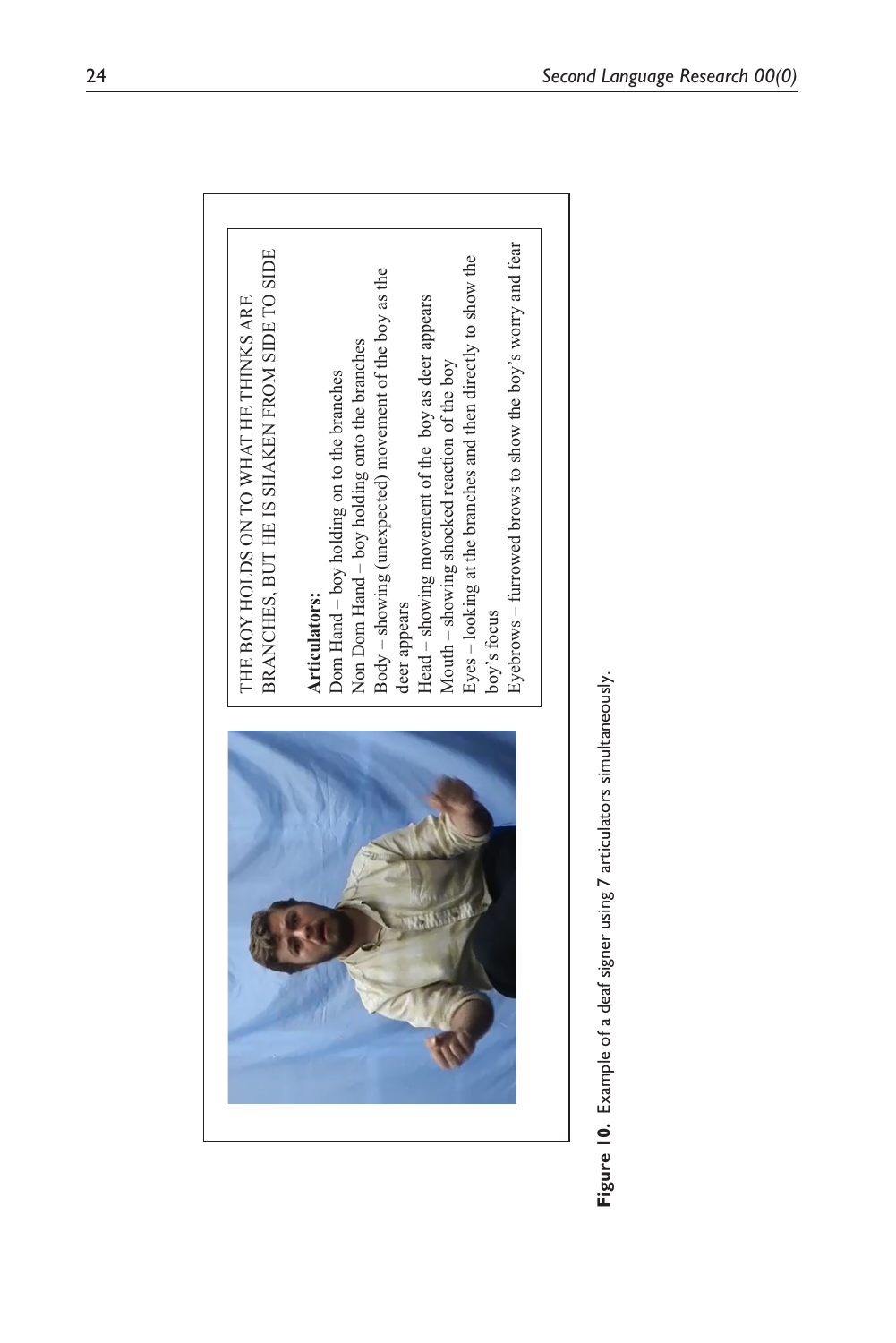THE BOY HOLDS ON TO WHAT HE THINKS ARE BRANCHES, BUT HE IS SHAKEN FROM SIDE TO SIDE

**Articulators:**
Dom Hand – boy holding on to the branches
Non Dom Hand – boy holding onto the branches
Body – showing (unexpected) movement of the boy as the deer appears
Head – showing movement of the boy as deer appears
Mouth – showing shocked reaction of the boy
Eyes – looking at the branches and then directly to show the boy's focus
Eyebrows – furrowed brows to show the boy's worry and fear

**Figure 10.** Example of a deaf signer using 7 articulators simultaneously.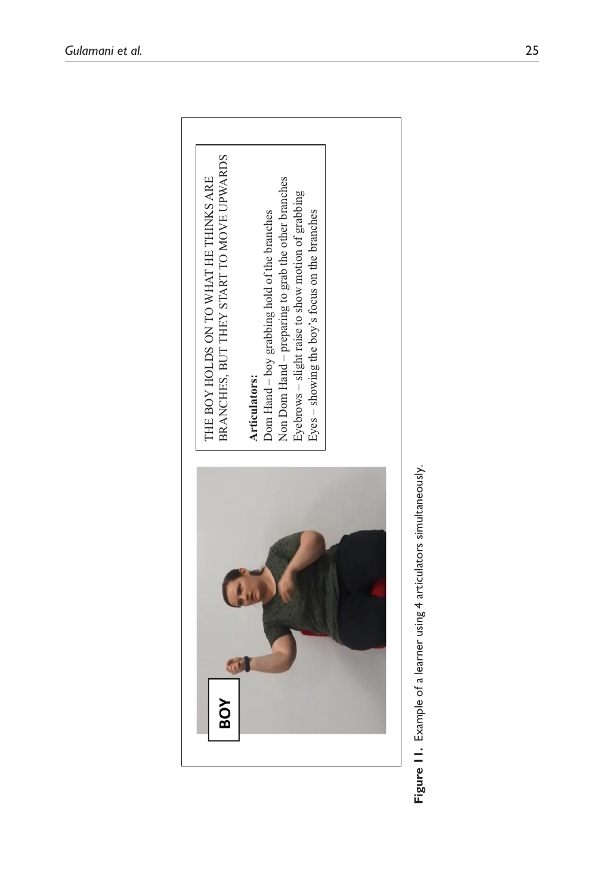THE BOY HOLDS ON TO WHAT HE THINKS ARE BRANCHES, BUT THEY START TO MOVE UPWARDS

**Articulators:**

Dom Hand – boy grabbing hold of the branches
Non Dom Hand – preparing to grab the other branches
Eyebrows – slight raise to show motion of grabbing
Eyes – showing the boy's focus on the branches

**Figure 11.** Example of a learner using 4 articulators simultaneously.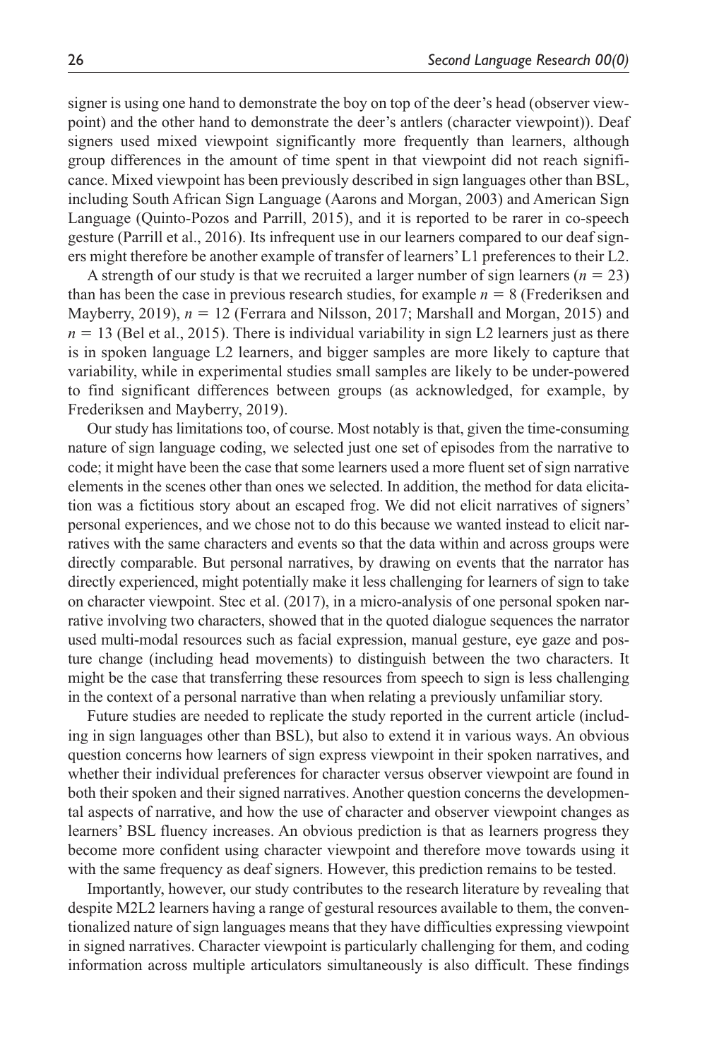signer is using one hand to demonstrate the boy on top of the deer's head (observer viewpoint) and the other hand to demonstrate the deer's antlers (character viewpoint)). Deaf signers used mixed viewpoint significantly more frequently than learners, although group differences in the amount of time spent in that viewpoint did not reach significance. Mixed viewpoint has been previously described in sign languages other than BSL, including South African Sign Language (Aarons and Morgan, 2003) and American Sign Language (Quinto-Pozos and Parrill, 2015), and it is reported to be rarer in co-speech gesture (Parrill et al., 2016). Its infrequent use in our learners compared to our deaf signers might therefore be another example of transfer of learners' L1 preferences to their L2.

A strength of our study is that we recruited a larger number of sign learners ($n = 23$) than has been the case in previous research studies, for example $n = 8$ (Frederiksen and Mayberry, 2019), $n = 12$ (Ferrara and Nilsson, 2017; Marshall and Morgan, 2015) and $n = 13$ (Bel et al., 2015). There is individual variability in sign L2 learners just as there is in spoken language L2 learners, and bigger samples are more likely to capture that variability, while in experimental studies small samples are likely to be under-powered to find significant differences between groups (as acknowledged, for example, by Frederiksen and Mayberry, 2019).

Our study has limitations too, of course. Most notably is that, given the time-consuming nature of sign language coding, we selected just one set of episodes from the narrative to code; it might have been the case that some learners used a more fluent set of sign narrative elements in the scenes other than ones we selected. In addition, the method for data elicitation was a fictitious story about an escaped frog. We did not elicit narratives of signers' personal experiences, and we chose not to do this because we wanted instead to elicit narratives with the same characters and events so that the data within and across groups were directly comparable. But personal narratives, by drawing on events that the narrator has directly experienced, might potentially make it less challenging for learners of sign to take on character viewpoint. Stec et al. (2017), in a micro-analysis of one personal spoken narrative involving two characters, showed that in the quoted dialogue sequences the narrator used multi-modal resources such as facial expression, manual gesture, eye gaze and posture change (including head movements) to distinguish between the two characters. It might be the case that transferring these resources from speech to sign is less challenging in the context of a personal narrative than when relating a previously unfamiliar story.

Future studies are needed to replicate the study reported in the current article (including in sign languages other than BSL), but also to extend it in various ways. An obvious question concerns how learners of sign express viewpoint in their spoken narratives, and whether their individual preferences for character versus observer viewpoint are found in both their spoken and their signed narratives. Another question concerns the developmental aspects of narrative, and how the use of character and observer viewpoint changes as learners' BSL fluency increases. An obvious prediction is that as learners progress they become more confident using character viewpoint and therefore move towards using it with the same frequency as deaf signers. However, this prediction remains to be tested.

Importantly, however, our study contributes to the research literature by revealing that despite M2L2 learners having a range of gestural resources available to them, the conventionalized nature of sign languages means that they have difficulties expressing viewpoint in signed narratives. Character viewpoint is particularly challenging for them, and coding information across multiple articulators simultaneously is also difficult. These findings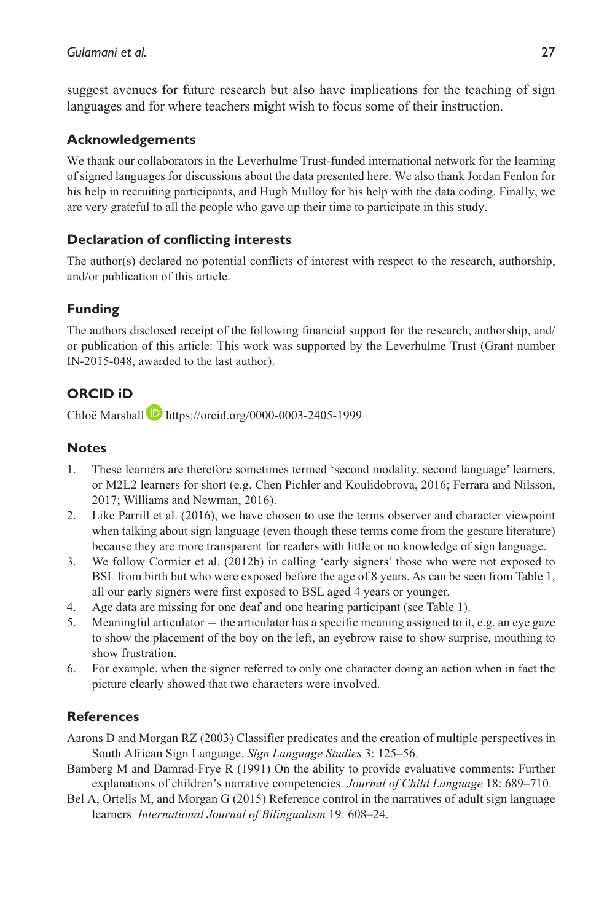suggest avenues for future research but also have implications for the teaching of sign languages and for where teachers might wish to focus some of their instruction.

### Acknowledgements

We thank our collaborators in the Leverhulme Trust-funded international network for the learning of signed languages for discussions about the data presented here. We also thank Jordan Fenlon for his help in recruiting participants, and Hugh Mulloy for his help with the data coding. Finally, we are very grateful to all the people who gave up their time to participate in this study.

### Declaration of conflicting interests

The author(s) declared no potential conflicts of interest with respect to the research, authorship, and/or publication of this article.

### Funding

The authors disclosed receipt of the following financial support for the research, authorship, and/or publication of this article: This work was supported by the Leverhulme Trust (Grant number IN-2015-048, awarded to the last author).

### ORCID iD

Chloë Marshall https://orcid.org/0000-0003-2405-1999

### Notes

1. These learners are therefore sometimes termed 'second modality, second language' learners, or M2L2 learners for short (e.g. Chen Pichler and Koulidobrova, 2016; Ferrara and Nilsson, 2017; Williams and Newman, 2016).
2. Like Parrill et al. (2016), we have chosen to use the terms observer and character viewpoint when talking about sign language (even though these terms come from the gesture literature) because they are more transparent for readers with little or no knowledge of sign language.
3. We follow Cormier et al. (2012b) in calling 'early signers' those who were not exposed to BSL from birth but who were exposed before the age of 8 years. As can be seen from Table 1, all our early signers were first exposed to BSL aged 4 years or younger.
4. Age data are missing for one deaf and one hearing participant (see Table 1).
5. Meaningful articulator = the articulator has a specific meaning assigned to it, e.g. an eye gaze to show the placement of the boy on the left, an eyebrow raise to show surprise, mouthing to show frustration.
6. For example, when the signer referred to only one character doing an action when in fact the picture clearly showed that two characters were involved.

### References

Aarons D and Morgan RZ (2003) Classifier predicates and the creation of multiple perspectives in South African Sign Language. *Sign Language Studies* 3: 125–56.

Bamberg M and Damrad-Frye R (1991) On the ability to provide evaluative comments: Further explanations of children's narrative competencies. *Journal of Child Language* 18: 689–710.

Bel A, Ortells M, and Morgan G (2015) Reference control in the narratives of adult sign language learners. *International Journal of Bilingualism* 19: 608–24.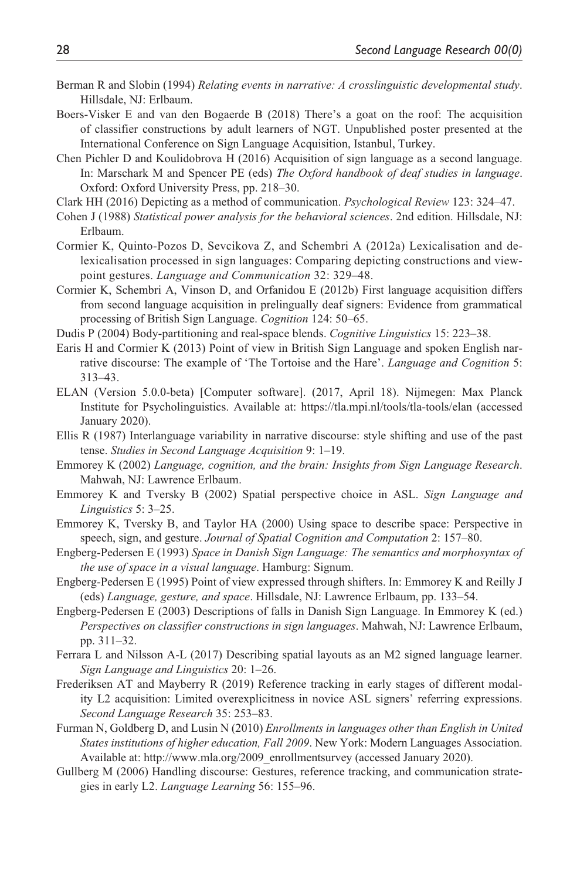Berman R and Slobin (1994) *Relating events in narrative: A crosslinguistic developmental study*. Hillsdale, NJ: Erlbaum.

Boers-Visker E and van den Bogaerde B (2018) There's a goat on the roof: The acquisition of classifier constructions by adult learners of NGT. Unpublished poster presented at the International Conference on Sign Language Acquisition, Istanbul, Turkey.

Chen Pichler D and Koulidobrova H (2016) Acquisition of sign language as a second language. In: Marschark M and Spencer PE (eds) *The Oxford handbook of deaf studies in language*. Oxford: Oxford University Press, pp. 218–30.

Clark HH (2016) Depicting as a method of communication. *Psychological Review* 123: 324–47.

Cohen J (1988) *Statistical power analysis for the behavioral sciences*. 2nd edition. Hillsdale, NJ: Erlbaum.

Cormier K, Quinto-Pozos D, Sevcikova Z, and Schembri A (2012a) Lexicalisation and de-lexicalisation processed in sign languages: Comparing depicting constructions and viewpoint gestures. *Language and Communication* 32: 329–48.

Cormier K, Schembri A, Vinson D, and Orfanidou E (2012b) First language acquisition differs from second language acquisition in prelingually deaf signers: Evidence from grammatical processing of British Sign Language. *Cognition* 124: 50–65.

Dudis P (2004) Body-partitioning and real-space blends. *Cognitive Linguistics* 15: 223–38.

Earis H and Cormier K (2013) Point of view in British Sign Language and spoken English narrative discourse: The example of 'The Tortoise and the Hare'. *Language and Cognition* 5: 313–43.

ELAN (Version 5.0.0-beta) [Computer software]. (2017, April 18). Nijmegen: Max Planck Institute for Psycholinguistics. Available at: https://tla.mpi.nl/tools/tla-tools/elan (accessed January 2020).

Ellis R (1987) Interlanguage variability in narrative discourse: style shifting and use of the past tense. *Studies in Second Language Acquisition* 9: 1–19.

Emmorey K (2002) *Language, cognition, and the brain: Insights from Sign Language Research*. Mahwah, NJ: Lawrence Erlbaum.

Emmorey K and Tversky B (2002) Spatial perspective choice in ASL. *Sign Language and Linguistics* 5: 3–25.

Emmorey K, Tversky B, and Taylor HA (2000) Using space to describe space: Perspective in speech, sign, and gesture. *Journal of Spatial Cognition and Computation* 2: 157–80.

Engberg-Pedersen E (1993) *Space in Danish Sign Language: The semantics and morphosyntax of the use of space in a visual language*. Hamburg: Signum.

Engberg-Pedersen E (1995) Point of view expressed through shifters. In: Emmorey K and Reilly J (eds) *Language, gesture, and space*. Hillsdale, NJ: Lawrence Erlbaum, pp. 133–54.

Engberg-Pedersen E (2003) Descriptions of falls in Danish Sign Language. In Emmorey K (ed.) *Perspectives on classifier constructions in sign languages*. Mahwah, NJ: Lawrence Erlbaum, pp. 311–32.

Ferrara L and Nilsson A-L (2017) Describing spatial layouts as an M2 signed language learner. *Sign Language and Linguistics* 20: 1–26.

Frederiksen AT and Mayberry R (2019) Reference tracking in early stages of different modality L2 acquisition: Limited overexplicitness in novice ASL signers' referring expressions. *Second Language Research* 35: 253–83.

Furman N, Goldberg D, and Lusin N (2010) *Enrollments in languages other than English in United States institutions of higher education, Fall 2009*. New York: Modern Languages Association. Available at: http://www.mla.org/2009_enrollmentsurvey (accessed January 2020).

Gullberg M (2006) Handling discourse: Gestures, reference tracking, and communication strategies in early L2. *Language Learning* 56: 155–96.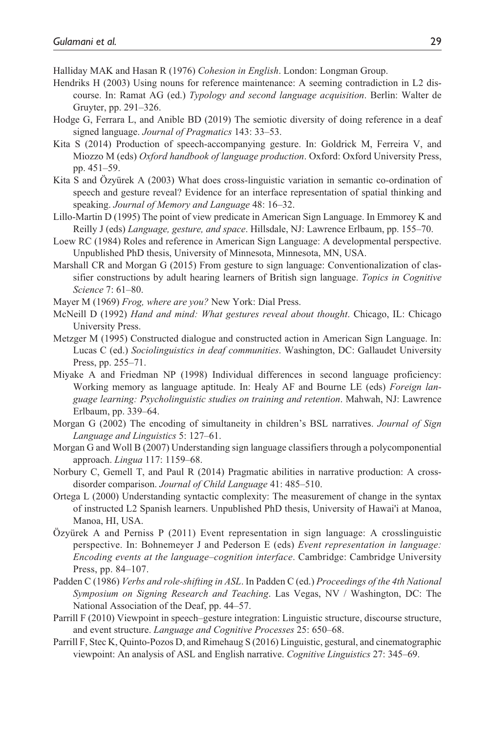Halliday MAK and Hasan R (1976) *Cohesion in English*. London: Longman Group.

Hendriks H (2003) Using nouns for reference maintenance: A seeming contradiction in L2 discourse. In: Ramat AG (ed.) *Typology and second language acquisition*. Berlin: Walter de Gruyter, pp. 291–326.

Hodge G, Ferrara L, and Anible BD (2019) The semiotic diversity of doing reference in a deaf signed language. *Journal of Pragmatics* 143: 33–53.

Kita S (2014) Production of speech-accompanying gesture. In: Goldrick M, Ferreira V, and Miozzo M (eds) *Oxford handbook of language production*. Oxford: Oxford University Press, pp. 451–59.

Kita S and Özyürek A (2003) What does cross-linguistic variation in semantic co-ordination of speech and gesture reveal? Evidence for an interface representation of spatial thinking and speaking. *Journal of Memory and Language* 48: 16–32.

Lillo-Martin D (1995) The point of view predicate in American Sign Language. In Emmorey K and Reilly J (eds) *Language, gesture, and space*. Hillsdale, NJ: Lawrence Erlbaum, pp. 155–70.

Loew RC (1984) Roles and reference in American Sign Language: A developmental perspective. Unpublished PhD thesis, University of Minnesota, Minnesota, MN, USA.

Marshall CR and Morgan G (2015) From gesture to sign language: Conventionalization of classifier constructions by adult hearing learners of British sign language. *Topics in Cognitive Science* 7: 61–80.

Mayer M (1969) *Frog, where are you?* New York: Dial Press.

McNeill D (1992) *Hand and mind: What gestures reveal about thought*. Chicago, IL: Chicago University Press.

Metzger M (1995) Constructed dialogue and constructed action in American Sign Language. In: Lucas C (ed.) *Sociolinguistics in deaf communities*. Washington, DC: Gallaudet University Press, pp. 255–71.

Miyake A and Friedman NP (1998) Individual differences in second language proficiency: Working memory as language aptitude. In: Healy AF and Bourne LE (eds) *Foreign language learning: Psycholinguistic studies on training and retention*. Mahwah, NJ: Lawrence Erlbaum, pp. 339–64.

Morgan G (2002) The encoding of simultaneity in children's BSL narratives. *Journal of Sign Language and Linguistics* 5: 127–61.

Morgan G and Woll B (2007) Understanding sign language classifiers through a polycomponential approach. *Lingua* 117: 1159–68.

Norbury C, Gemell T, and Paul R (2014) Pragmatic abilities in narrative production: A cross-disorder comparison. *Journal of Child Language* 41: 485–510.

Ortega L (2000) Understanding syntactic complexity: The measurement of change in the syntax of instructed L2 Spanish learners. Unpublished PhD thesis, University of Hawai'i at Manoa, Manoa, HI, USA.

Özyürek A and Perniss P (2011) Event representation in sign language: A crosslinguistic perspective. In: Bohnemeyer J and Pederson E (eds) *Event representation in language: Encoding events at the language–cognition interface*. Cambridge: Cambridge University Press, pp. 84–107.

Padden C (1986) *Verbs and role-shifting in ASL*. In Padden C (ed.) *Proceedings of the 4th National Symposium on Signing Research and Teaching*. Las Vegas, NV / Washington, DC: The National Association of the Deaf, pp. 44–57.

Parrill F (2010) Viewpoint in speech–gesture integration: Linguistic structure, discourse structure, and event structure. *Language and Cognitive Processes* 25: 650–68.

Parrill F, Stec K, Quinto-Pozos D, and Rimehaug S (2016) Linguistic, gestural, and cinematographic viewpoint: An analysis of ASL and English narrative. *Cognitive Linguistics* 27: 345–69.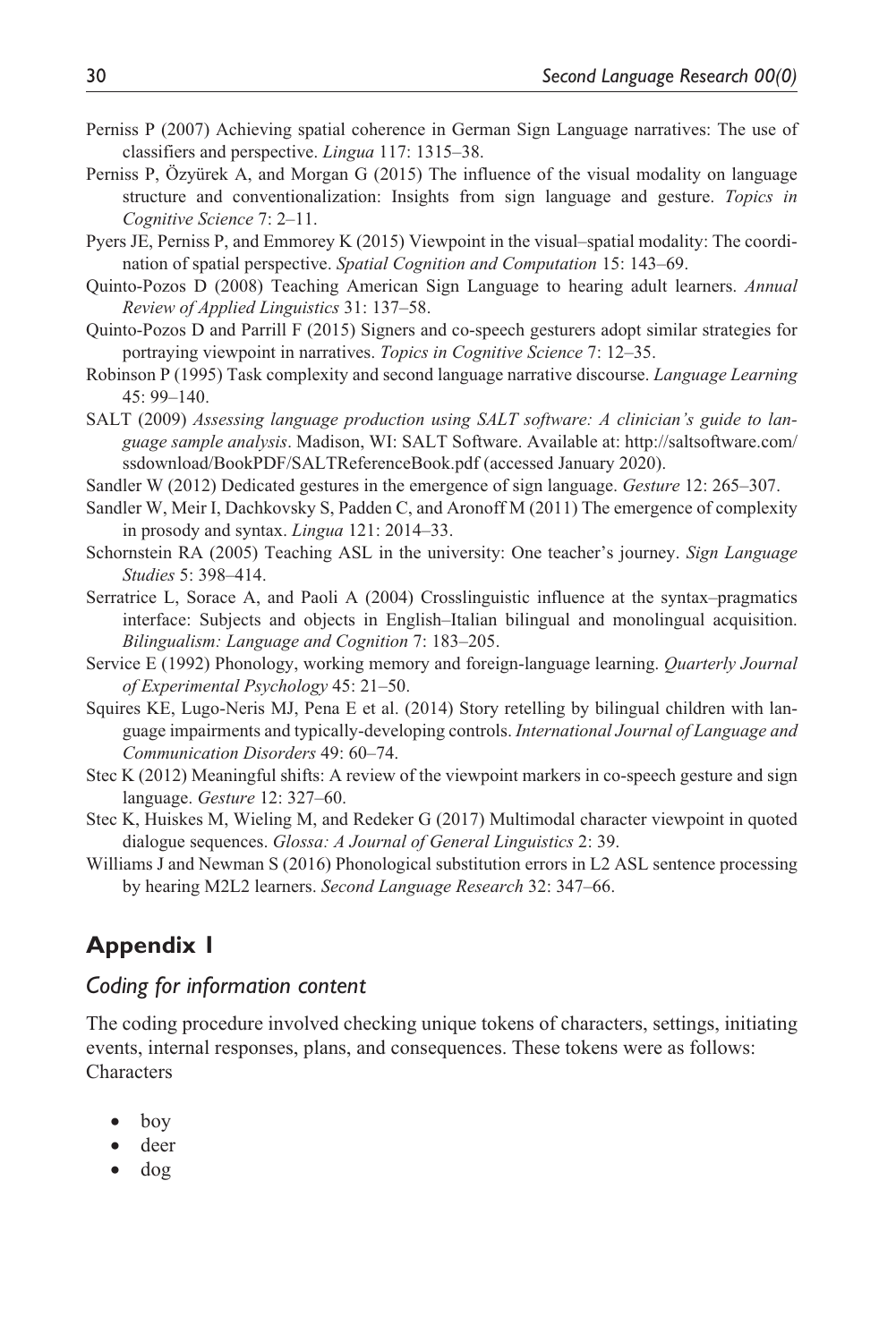Perniss P (2007) Achieving spatial coherence in German Sign Language narratives: The use of classifiers and perspective. *Lingua* 117: 1315–38.

Perniss P, Özyürek A, and Morgan G (2015) The influence of the visual modality on language structure and conventionalization: Insights from sign language and gesture. *Topics in Cognitive Science* 7: 2–11.

Pyers JE, Perniss P, and Emmorey K (2015) Viewpoint in the visual–spatial modality: The coordination of spatial perspective. *Spatial Cognition and Computation* 15: 143–69.

Quinto-Pozos D (2008) Teaching American Sign Language to hearing adult learners. *Annual Review of Applied Linguistics* 31: 137–58.

Quinto-Pozos D and Parrill F (2015) Signers and co-speech gesturers adopt similar strategies for portraying viewpoint in narratives. *Topics in Cognitive Science* 7: 12–35.

Robinson P (1995) Task complexity and second language narrative discourse. *Language Learning* 45: 99–140.

SALT (2009) *Assessing language production using SALT software: A clinician's guide to language sample analysis*. Madison, WI: SALT Software. Available at: http://saltsoftware.com/ssdownload/BookPDF/SALTReferenceBook.pdf (accessed January 2020).

Sandler W (2012) Dedicated gestures in the emergence of sign language. *Gesture* 12: 265–307.

Sandler W, Meir I, Dachkovsky S, Padden C, and Aronoff M (2011) The emergence of complexity in prosody and syntax. *Lingua* 121: 2014–33.

Schornstein RA (2005) Teaching ASL in the university: One teacher's journey. *Sign Language Studies* 5: 398–414.

Serratrice L, Sorace A, and Paoli A (2004) Crosslinguistic influence at the syntax–pragmatics interface: Subjects and objects in English–Italian bilingual and monolingual acquisition. *Bilingualism: Language and Cognition* 7: 183–205.

Service E (1992) Phonology, working memory and foreign-language learning. *Quarterly Journal of Experimental Psychology* 45: 21–50.

Squires KE, Lugo-Neris MJ, Pena E et al. (2014) Story retelling by bilingual children with language impairments and typically-developing controls. *International Journal of Language and Communication Disorders* 49: 60–74.

Stec K (2012) Meaningful shifts: A review of the viewpoint markers in co-speech gesture and sign language. *Gesture* 12: 327–60.

Stec K, Huiskes M, Wieling M, and Redeker G (2017) Multimodal character viewpoint in quoted dialogue sequences. *Glossa: A Journal of General Linguistics* 2: 39.

Williams J and Newman S (2016) Phonological substitution errors in L2 ASL sentence processing by hearing M2L2 learners. *Second Language Research* 32: 347–66.

## Appendix 1

### *Coding for information content*

The coding procedure involved checking unique tokens of characters, settings, initiating events, internal responses, plans, and consequences. These tokens were as follows:
Characters

- boy
- deer
- dog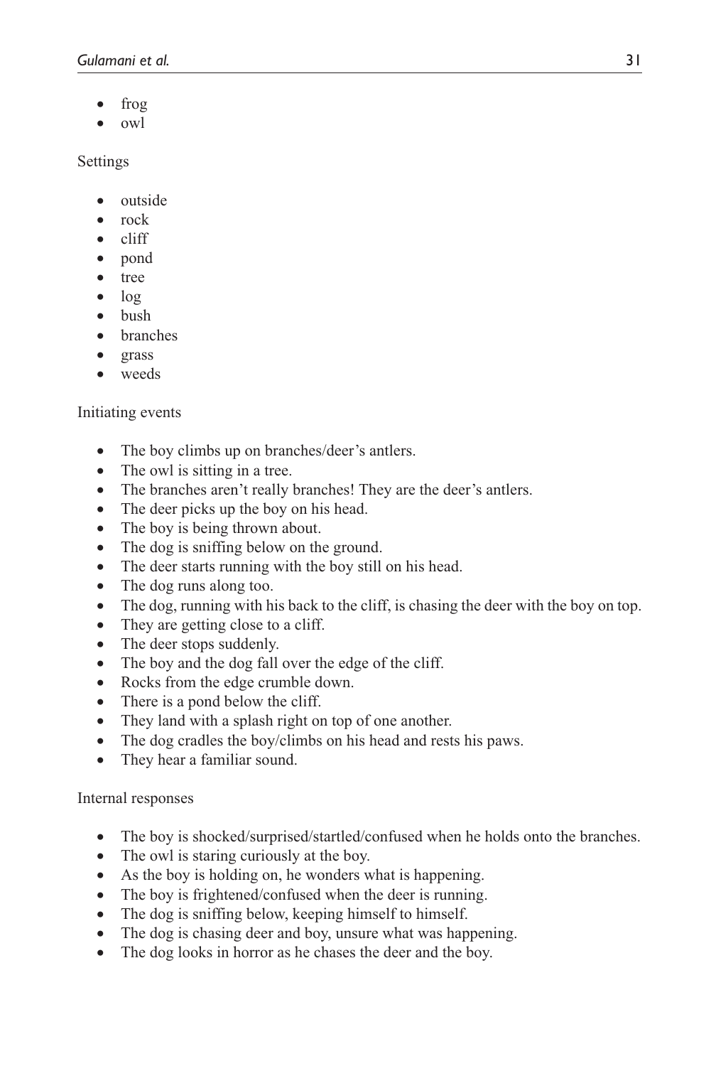- frog
- owl

Settings

- outside
- rock
- cliff
- pond
- tree
- log
- bush
- branches
- grass
- weeds

Initiating events

- The boy climbs up on branches/deer's antlers.
- The owl is sitting in a tree.
- The branches aren't really branches! They are the deer's antlers.
- The deer picks up the boy on his head.
- The boy is being thrown about.
- The dog is sniffing below on the ground.
- The deer starts running with the boy still on his head.
- The dog runs along too.
- The dog, running with his back to the cliff, is chasing the deer with the boy on top.
- They are getting close to a cliff.
- The deer stops suddenly.
- The boy and the dog fall over the edge of the cliff.
- Rocks from the edge crumble down.
- There is a pond below the cliff.
- They land with a splash right on top of one another.
- The dog cradles the boy/climbs on his head and rests his paws.
- They hear a familiar sound.

Internal responses

- The boy is shocked/surprised/startled/confused when he holds onto the branches.
- The owl is staring curiously at the boy.
- As the boy is holding on, he wonders what is happening.
- The boy is frightened/confused when the deer is running.
- The dog is sniffing below, keeping himself to himself.
- The dog is chasing deer and boy, unsure what was happening.
- The dog looks in horror as he chases the deer and the boy.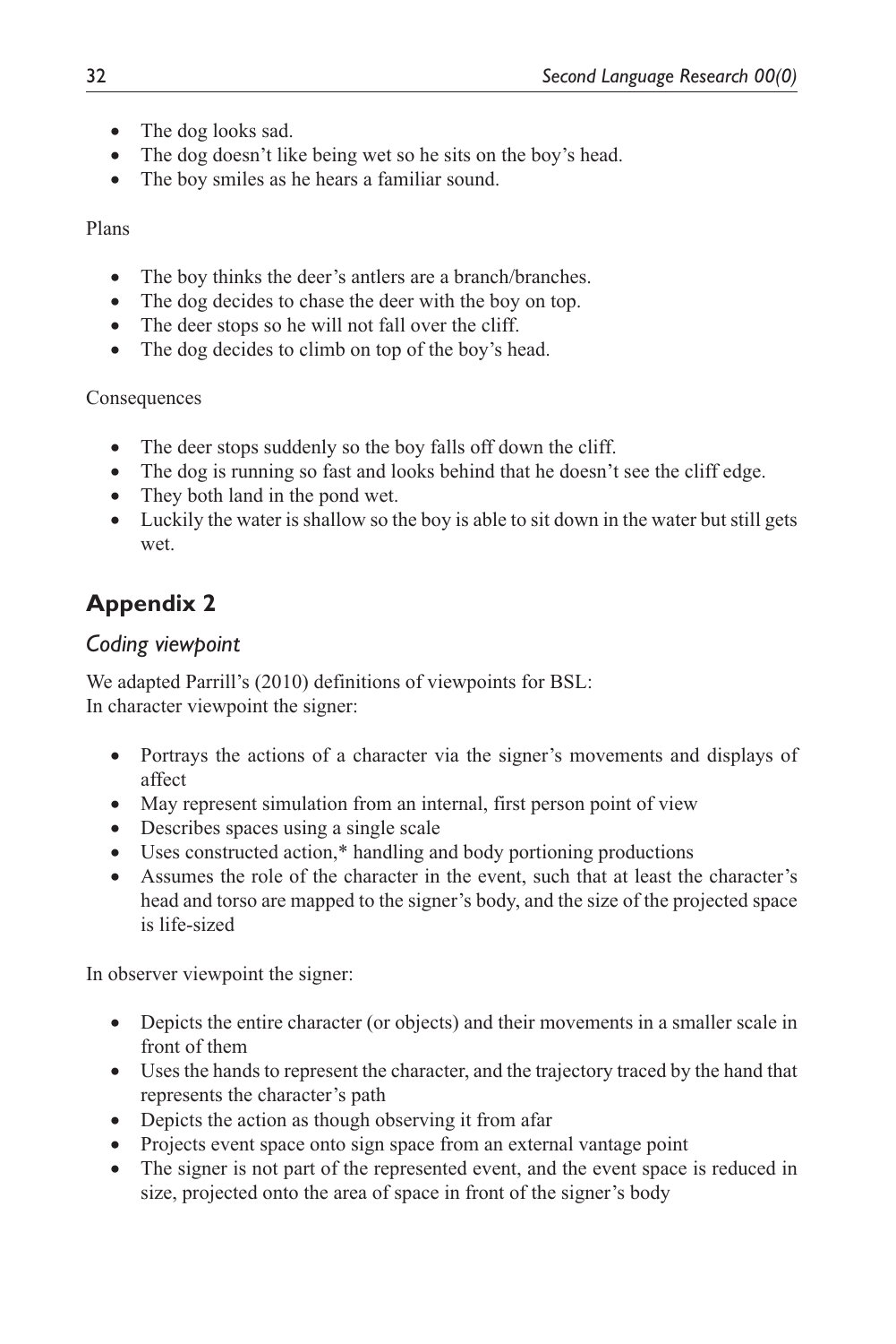- The dog looks sad.
- The dog doesn't like being wet so he sits on the boy's head.
- The boy smiles as he hears a familiar sound.

Plans

- The boy thinks the deer's antlers are a branch/branches.
- The dog decides to chase the deer with the boy on top.
- The deer stops so he will not fall over the cliff.
- The dog decides to climb on top of the boy's head.

Consequences

- The deer stops suddenly so the boy falls off down the cliff.
- The dog is running so fast and looks behind that he doesn't see the cliff edge.
- They both land in the pond wet.
- Luckily the water is shallow so the boy is able to sit down in the water but still gets wet.

## Appendix 2

### *Coding viewpoint*

We adapted Parrill's (2010) definitions of viewpoints for BSL:
In character viewpoint the signer:

- Portrays the actions of a character via the signer's movements and displays of affect
- May represent simulation from an internal, first person point of view
- Describes spaces using a single scale
- Uses constructed action,* handling and body portioning productions
- Assumes the role of the character in the event, such that at least the character's head and torso are mapped to the signer's body, and the size of the projected space is life-sized

In observer viewpoint the signer:

- Depicts the entire character (or objects) and their movements in a smaller scale in front of them
- Uses the hands to represent the character, and the trajectory traced by the hand that represents the character's path
- Depicts the action as though observing it from afar
- Projects event space onto sign space from an external vantage point
- The signer is not part of the represented event, and the event space is reduced in size, projected onto the area of space in front of the signer's body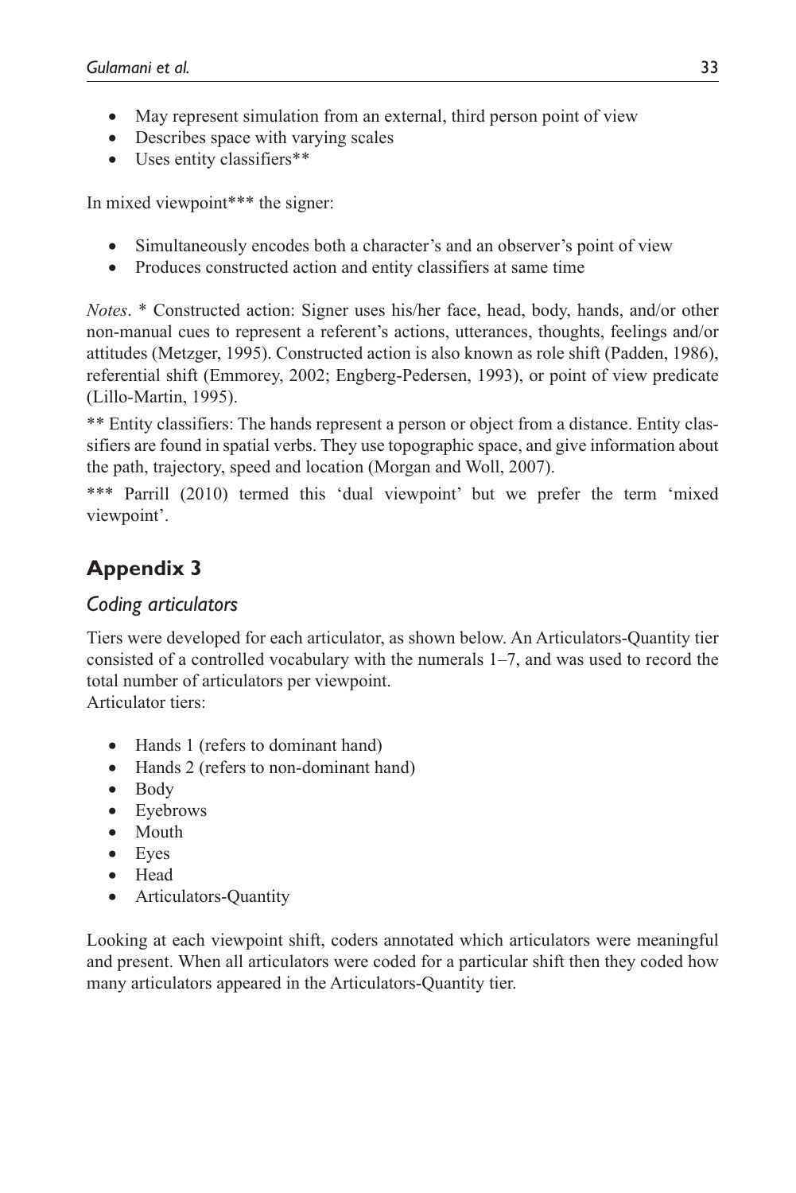- May represent simulation from an external, third person point of view
- Describes space with varying scales
- Uses entity classifiers**

In mixed viewpoint*** the signer:

- Simultaneously encodes both a character's and an observer's point of view
- Produces constructed action and entity classifiers at same time

*Notes*. * Constructed action: Signer uses his/her face, head, body, hands, and/or other non-manual cues to represent a referent's actions, utterances, thoughts, feelings and/or attitudes (Metzger, 1995). Constructed action is also known as role shift (Padden, 1986), referential shift (Emmorey, 2002; Engberg-Pedersen, 1993), or point of view predicate (Lillo-Martin, 1995).

** Entity classifiers: The hands represent a person or object from a distance. Entity classifiers are found in spatial verbs. They use topographic space, and give information about the path, trajectory, speed and location (Morgan and Woll, 2007).

*** Parrill (2010) termed this 'dual viewpoint' but we prefer the term 'mixed viewpoint'.

## Appendix 3

### *Coding articulators*

Tiers were developed for each articulator, as shown below. An Articulators-Quantity tier consisted of a controlled vocabulary with the numerals 1–7, and was used to record the total number of articulators per viewpoint.
Articulator tiers:

- Hands 1 (refers to dominant hand)
- Hands 2 (refers to non-dominant hand)
- Body
- Eyebrows
- Mouth
- Eyes
- Head
- Articulators-Quantity

Looking at each viewpoint shift, coders annotated which articulators were meaningful and present. When all articulators were coded for a particular shift then they coded how many articulators appeared in the Articulators-Quantity tier.